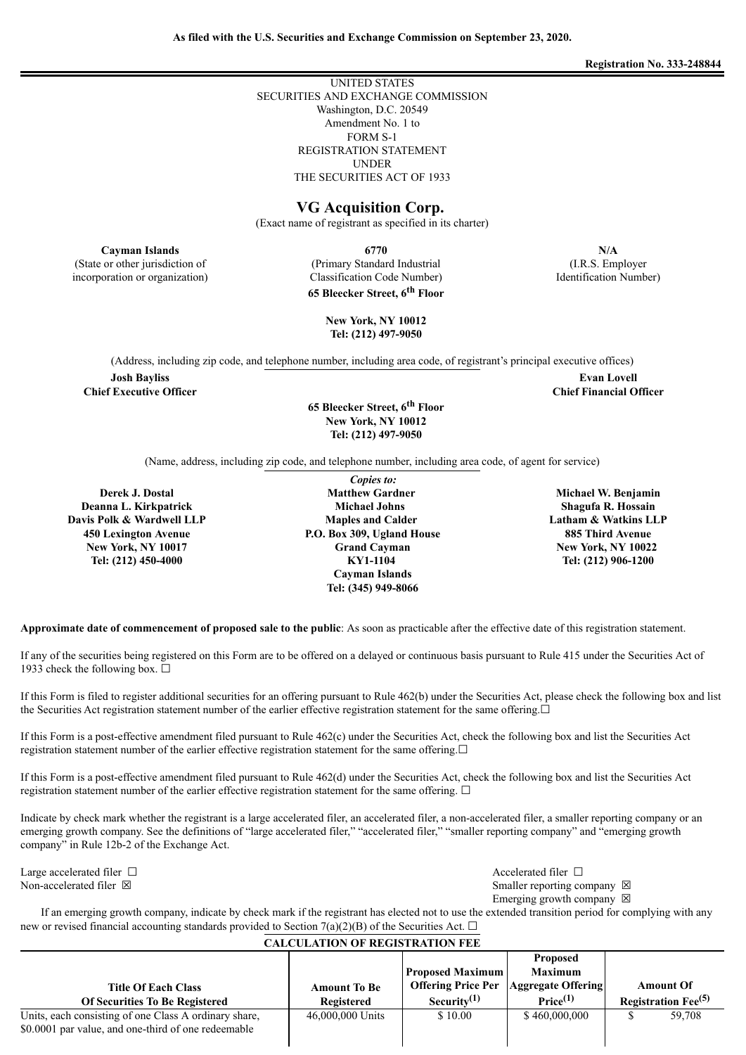**As filed with the U.S. Securities and Exchange Commission on September 23, 2020.**

**Registration No. 333-248844**

UNITED STATES
SECURITIES AND EXCHANGE COMMISSION
Washington, D.C. 20549
Amendment No. 1 to
FORM S-1
REGISTRATION STATEMENT
UNDER
THE SECURITIES ACT OF 1933

# VG Acquisition Corp.

(Exact name of registrant as specified in its charter)

| **Cayman Islands** | **6770** | **N/A** |
|---|---|---|
| (State or other jurisdiction of incorporation or organization) | (Primary Standard Industrial Classification Code Number) | (I.R.S. Employer Identification Number) |

**65 Bleecker Street, 6th Floor**

**New York, NY 10012**
**Tel: (212) 497-9050**

(Address, including zip code, and telephone number, including area code, of registrant's principal executive offices)

**Josh Bayliss**
**Chief Executive Officer**

**Evan Lovell**
**Chief Financial Officer**

**65 Bleecker Street, 6th Floor**
**New York, NY 10012**
**Tel: (212) 497-9050**

(Name, address, including zip code, and telephone number, including area code, of agent for service)

*Copies to:*

| **Derek J. Dostal**<br>**Deanna L. Kirkpatrick**<br>**Davis Polk & Wardwell LLP**<br>**450 Lexington Avenue**<br>**New York, NY 10017**<br>**Tel: (212) 450-4000** | **Matthew Gardner**<br>**Michael Johns**<br>**Maples and Calder**<br>**P.O. Box 309, Ugland House**<br>**Grand Cayman**<br>**KY1-1104**<br>**Cayman Islands**<br>**Tel: (345) 949-8066** | **Michael W. Benjamin**<br>**Shagufa R. Hossain**<br>**Latham & Watkins LLP**<br>**885 Third Avenue**<br>**New York, NY 10022**<br>**Tel: (212) 906-1200** |
|---|---|---|

**Approximate date of commencement of proposed sale to the public**: As soon as practicable after the effective date of this registration statement.

If any of the securities being registered on this Form are to be offered on a delayed or continuous basis pursuant to Rule 415 under the Securities Act of 1933 check the following box. ☐

If this Form is filed to register additional securities for an offering pursuant to Rule 462(b) under the Securities Act, please check the following box and list the Securities Act registration statement number of the earlier effective registration statement for the same offering.☐

If this Form is a post-effective amendment filed pursuant to Rule 462(c) under the Securities Act, check the following box and list the Securities Act registration statement number of the earlier effective registration statement for the same offering.☐

If this Form is a post-effective amendment filed pursuant to Rule 462(d) under the Securities Act, check the following box and list the Securities Act registration statement number of the earlier effective registration statement for the same offering. ☐

Indicate by check mark whether the registrant is a large accelerated filer, an accelerated filer, a non-accelerated filer, a smaller reporting company or an emerging growth company. See the definitions of "large accelerated filer," "accelerated filer," "smaller reporting company" and "emerging growth company" in Rule 12b-2 of the Exchange Act.

| | |
|---|---|
| Large accelerated filer ☐ | Accelerated filer ☐ |
| Non-accelerated filer ☒ | Smaller reporting company ☒ |
| | Emerging growth company ☒ |

If an emerging growth company, indicate by check mark if the registrant has elected not to use the extended transition period for complying with any new or revised financial accounting standards provided to Section 7(a)(2)(B) of the Securities Act. ☐

**CALCULATION OF REGISTRATION FEE**

| Title Of Each Class Of Securities To Be Registered | Amount To Be Registered | Proposed Maximum Offering Price Per Security(1) | Proposed Maximum Aggregate Offering Price(1) | Amount Of Registration Fee(5) |
|---|---|---|---|---|
| Units, each consisting of one Class A ordinary share, $0.0001 par value, and one-third of one redeemable | 46,000,000 Units | $ 10.00 | $ 460,000,000 | $ 59,708 |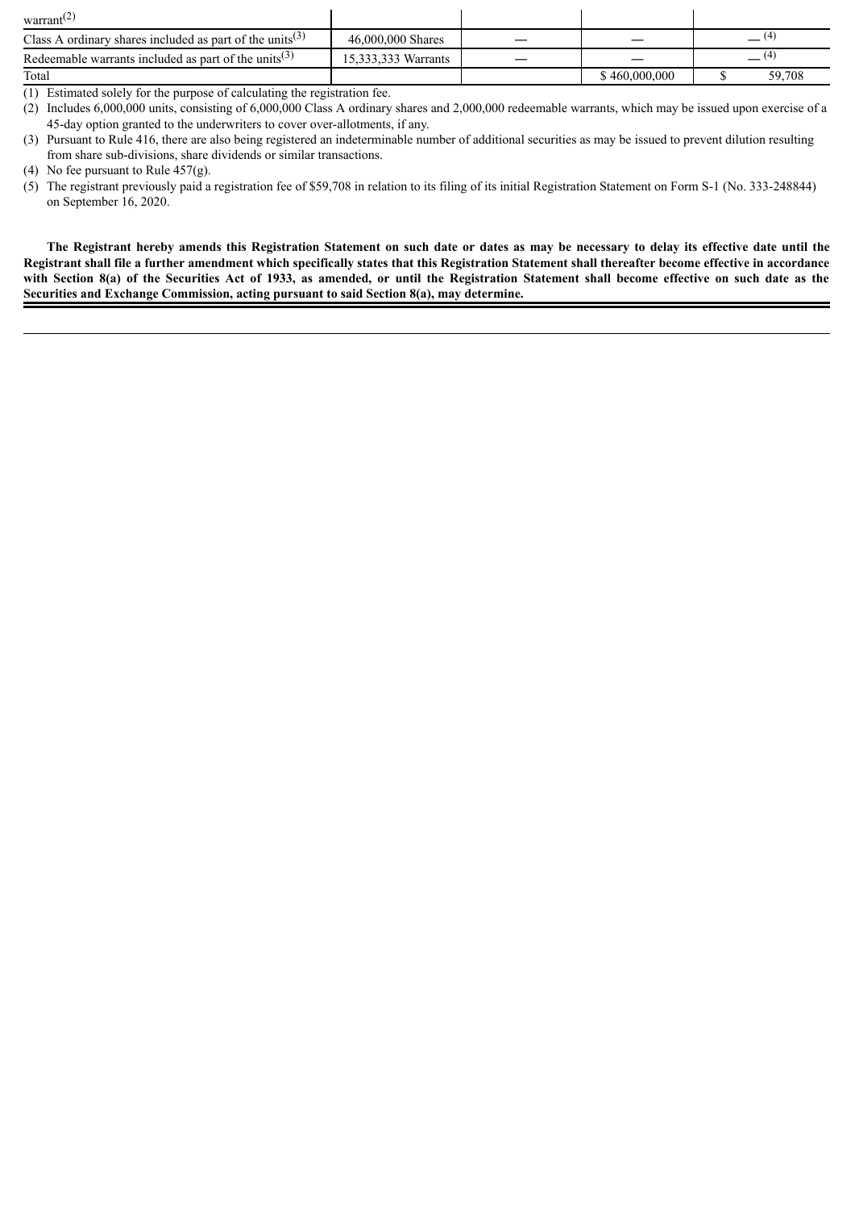| warrant(2) | | | | |
|---|---|---|---|---|
| Class A ordinary shares included as part of the units(3) | 46,000,000 Shares | — | — | — (4) |
| Redeemable warrants included as part of the units(3) | 15,333,333 Warrants | — | — | — (4) |
| Total | | | $ 460,000,000 | $ 59,708 |

(1) Estimated solely for the purpose of calculating the registration fee.

(2) Includes 6,000,000 units, consisting of 6,000,000 Class A ordinary shares and 2,000,000 redeemable warrants, which may be issued upon exercise of a 45-day option granted to the underwriters to cover over-allotments, if any.

(3) Pursuant to Rule 416, there are also being registered an indeterminable number of additional securities as may be issued to prevent dilution resulting from share sub-divisions, share dividends or similar transactions.

(4) No fee pursuant to Rule 457(g).

(5) The registrant previously paid a registration fee of $59,708 in relation to its filing of its initial Registration Statement on Form S-1 (No. 333-248844) on September 16, 2020.

**The Registrant hereby amends this Registration Statement on such date or dates as may be necessary to delay its effective date until the Registrant shall file a further amendment which specifically states that this Registration Statement shall thereafter become effective in accordance with Section 8(a) of the Securities Act of 1933, as amended, or until the Registration Statement shall become effective on such date as the Securities and Exchange Commission, acting pursuant to said Section 8(a), may determine.**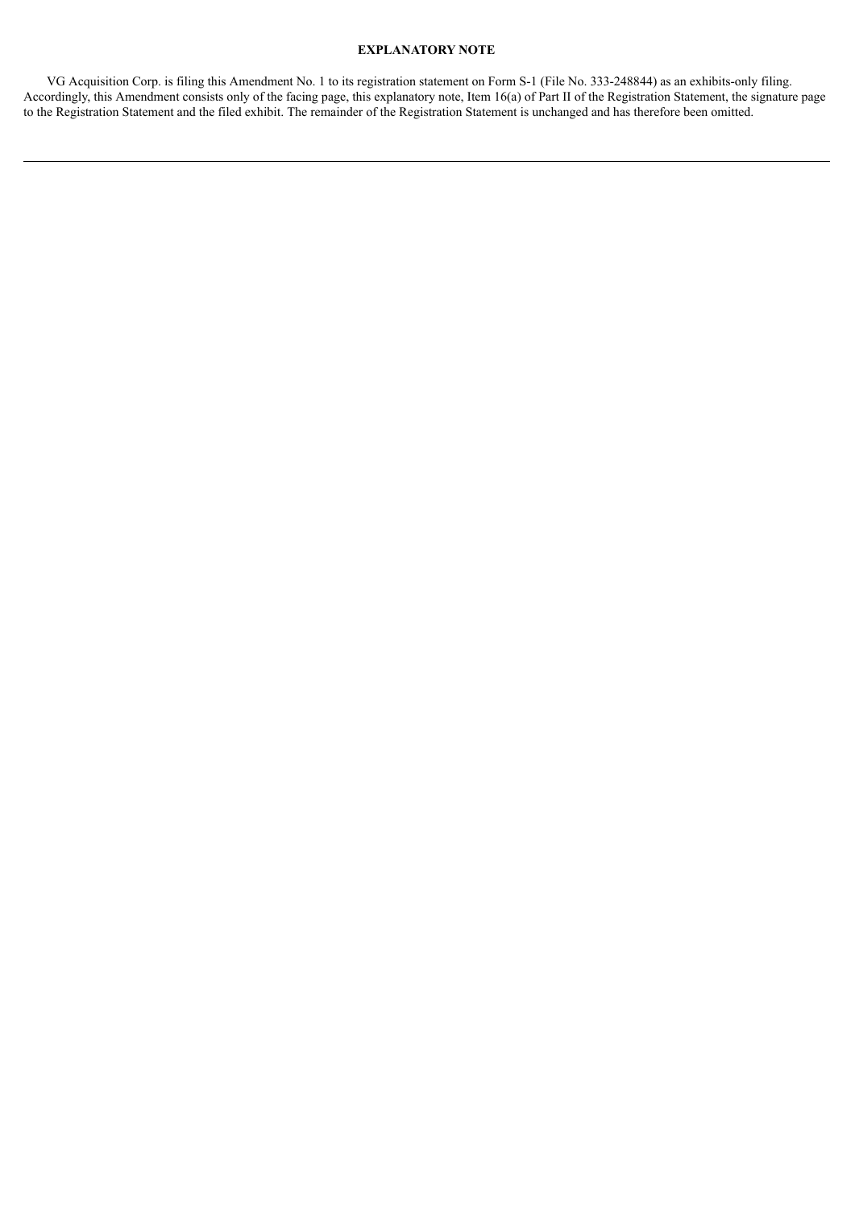## EXPLANATORY NOTE

VG Acquisition Corp. is filing this Amendment No. 1 to its registration statement on Form S-1 (File No. 333-248844) as an exhibits-only filing. Accordingly, this Amendment consists only of the facing page, this explanatory note, Item 16(a) of Part II of the Registration Statement, the signature page to the Registration Statement and the filed exhibit. The remainder of the Registration Statement is unchanged and has therefore been omitted.

---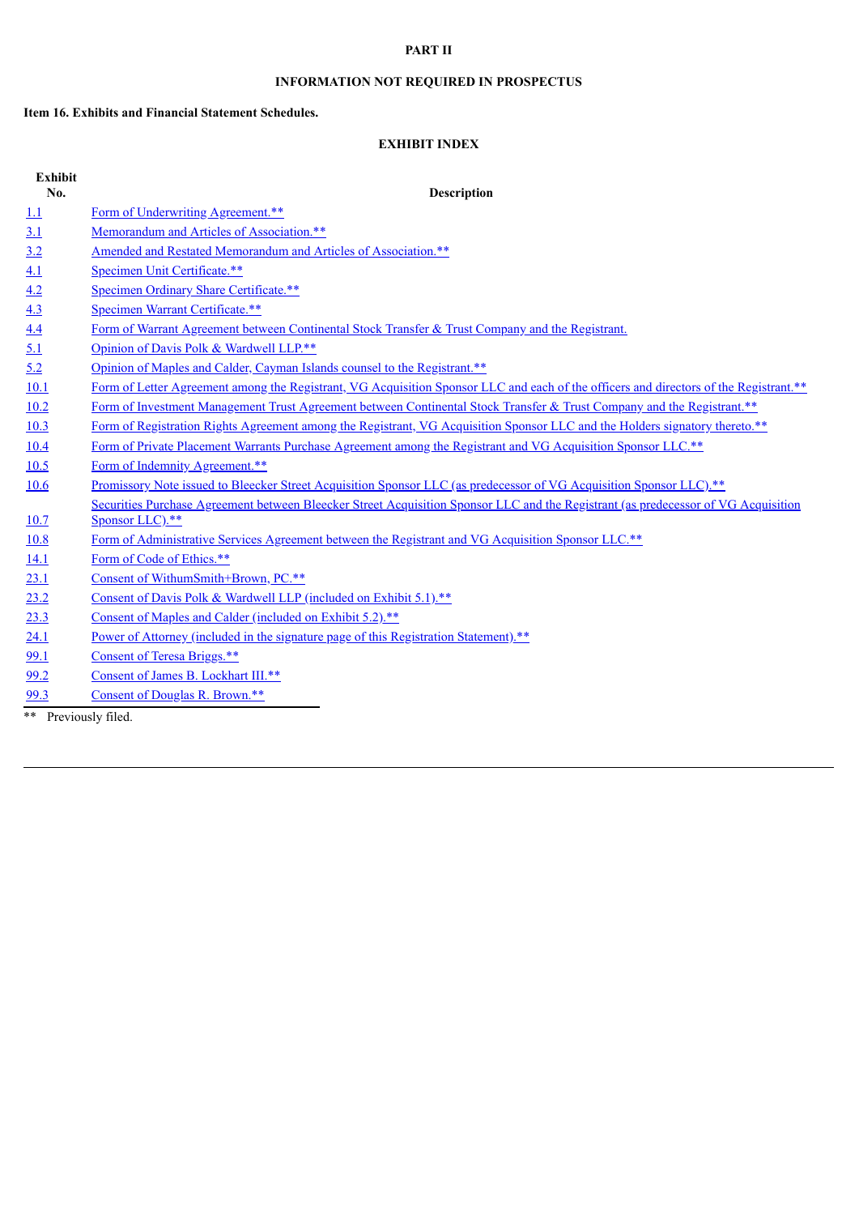**PART II**

**INFORMATION NOT REQUIRED IN PROSPECTUS**

**Item 16. Exhibits and Financial Statement Schedules.**

**EXHIBIT INDEX**

| Exhibit No. | Description |
|---|---|
| 1.1 | Form of Underwriting Agreement.** |
| 3.1 | Memorandum and Articles of Association.** |
| 3.2 | Amended and Restated Memorandum and Articles of Association.** |
| 4.1 | Specimen Unit Certificate.** |
| 4.2 | Specimen Ordinary Share Certificate.** |
| 4.3 | Specimen Warrant Certificate.** |
| 4.4 | Form of Warrant Agreement between Continental Stock Transfer & Trust Company and the Registrant. |
| 5.1 | Opinion of Davis Polk & Wardwell LLP.** |
| 5.2 | Opinion of Maples and Calder, Cayman Islands counsel to the Registrant.** |
| 10.1 | Form of Letter Agreement among the Registrant, VG Acquisition Sponsor LLC and each of the officers and directors of the Registrant.** |
| 10.2 | Form of Investment Management Trust Agreement between Continental Stock Transfer & Trust Company and the Registrant.** |
| 10.3 | Form of Registration Rights Agreement among the Registrant, VG Acquisition Sponsor LLC and the Holders signatory thereto.** |
| 10.4 | Form of Private Placement Warrants Purchase Agreement among the Registrant and VG Acquisition Sponsor LLC.** |
| 10.5 | Form of Indemnity Agreement.** |
| 10.6 | Promissory Note issued to Bleecker Street Acquisition Sponsor LLC (as predecessor of VG Acquisition Sponsor LLC).** |
| 10.7 | Securities Purchase Agreement between Bleecker Street Acquisition Sponsor LLC and the Registrant (as predecessor of VG Acquisition Sponsor LLC).** |
| 10.8 | Form of Administrative Services Agreement between the Registrant and VG Acquisition Sponsor LLC.** |
| 14.1 | Form of Code of Ethics.** |
| 23.1 | Consent of WithumSmith+Brown, PC.** |
| 23.2 | Consent of Davis Polk & Wardwell LLP (included on Exhibit 5.1).** |
| 23.3 | Consent of Maples and Calder (included on Exhibit 5.2).** |
| 24.1 | Power of Attorney (included in the signature page of this Registration Statement).** |
| 99.1 | Consent of Teresa Briggs.** |
| 99.2 | Consent of James B. Lockhart III.** |
| 99.3 | Consent of Douglas R. Brown.** |

** Previously filed.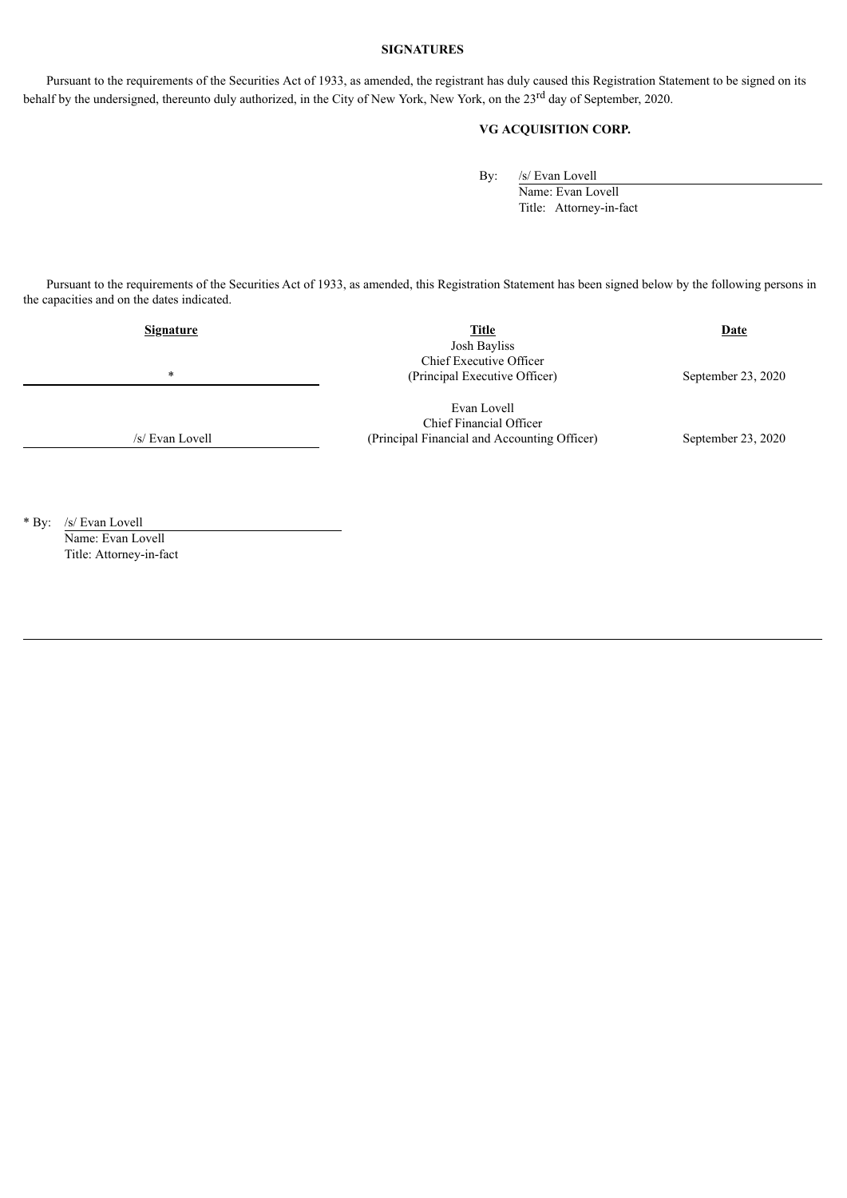**SIGNATURES**

Pursuant to the requirements of the Securities Act of 1933, as amended, the registrant has duly caused this Registration Statement to be signed on its behalf by the undersigned, thereunto duly authorized, in the City of New York, New York, on the 23rd day of September, 2020.

**VG ACQUISITION CORP.**

By: /s/ Evan Lovell
Name: Evan Lovell
Title: Attorney-in-fact

Pursuant to the requirements of the Securities Act of 1933, as amended, this Registration Statement has been signed below by the following persons in the capacities and on the dates indicated.

| **Signature** | **Title** | **Date** |
|---|---|---|
| * | Josh Bayliss<br>Chief Executive Officer<br>(Principal Executive Officer) | September 23, 2020 |
| /s/ Evan Lovell | Evan Lovell<br>Chief Financial Officer<br>(Principal Financial and Accounting Officer) | September 23, 2020 |

\* By: /s/ Evan Lovell
Name: Evan Lovell
Title: Attorney-in-fact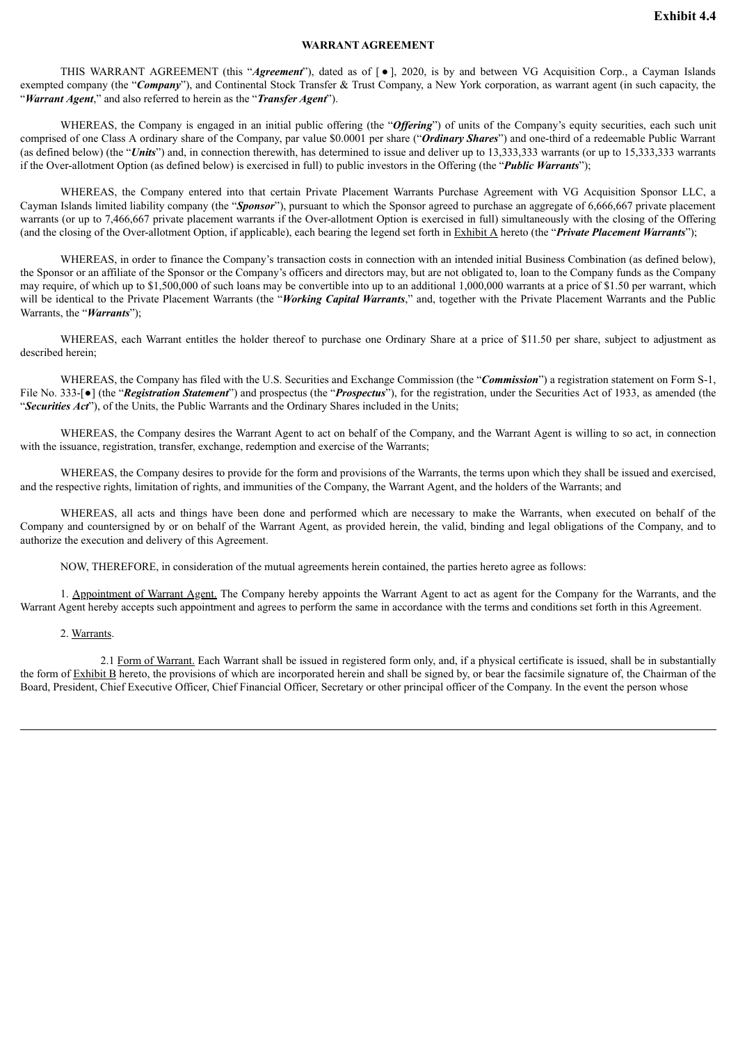**Exhibit 4.4**

**WARRANT AGREEMENT**

THIS WARRANT AGREEMENT (this "***Agreement***"), dated as of [ ● ], 2020, is by and between VG Acquisition Corp., a Cayman Islands exempted company (the "***Company***"), and Continental Stock Transfer & Trust Company, a New York corporation, as warrant agent (in such capacity, the "***Warrant Agent***," and also referred to herein as the "***Transfer Agent***").

WHEREAS, the Company is engaged in an initial public offering (the "***Offering***") of units of the Company's equity securities, each such unit comprised of one Class A ordinary share of the Company, par value $0.0001 per share ("***Ordinary Shares***") and one-third of a redeemable Public Warrant (as defined below) (the "***Units***") and, in connection therewith, has determined to issue and deliver up to 13,333,333 warrants (or up to 15,333,333 warrants if the Over-allotment Option (as defined below) is exercised in full) to public investors in the Offering (the "***Public Warrants***");

WHEREAS, the Company entered into that certain Private Placement Warrants Purchase Agreement with VG Acquisition Sponsor LLC, a Cayman Islands limited liability company (the "***Sponsor***"), pursuant to which the Sponsor agreed to purchase an aggregate of 6,666,667 private placement warrants (or up to 7,466,667 private placement warrants if the Over-allotment Option is exercised in full) simultaneously with the closing of the Offering (and the closing of the Over-allotment Option, if applicable), each bearing the legend set forth in Exhibit A hereto (the "***Private Placement Warrants***");

WHEREAS, in order to finance the Company's transaction costs in connection with an intended initial Business Combination (as defined below), the Sponsor or an affiliate of the Sponsor or the Company's officers and directors may, but are not obligated to, loan to the Company funds as the Company may require, of which up to $1,500,000 of such loans may be convertible into up to an additional 1,000,000 warrants at a price of $1.50 per warrant, which will be identical to the Private Placement Warrants (the "***Working Capital Warrants***," and, together with the Private Placement Warrants and the Public Warrants, the "***Warrants***");

WHEREAS, each Warrant entitles the holder thereof to purchase one Ordinary Share at a price of $11.50 per share, subject to adjustment as described herein;

WHEREAS, the Company has filed with the U.S. Securities and Exchange Commission (the "***Commission***") a registration statement on Form S-1, File No. 333-[●] (the "***Registration Statement***") and prospectus (the "***Prospectus***"), for the registration, under the Securities Act of 1933, as amended (the "***Securities Act***"), of the Units, the Public Warrants and the Ordinary Shares included in the Units;

WHEREAS, the Company desires the Warrant Agent to act on behalf of the Company, and the Warrant Agent is willing to so act, in connection with the issuance, registration, transfer, exchange, redemption and exercise of the Warrants;

WHEREAS, the Company desires to provide for the form and provisions of the Warrants, the terms upon which they shall be issued and exercised, and the respective rights, limitation of rights, and immunities of the Company, the Warrant Agent, and the holders of the Warrants; and

WHEREAS, all acts and things have been done and performed which are necessary to make the Warrants, when executed on behalf of the Company and countersigned by or on behalf of the Warrant Agent, as provided herein, the valid, binding and legal obligations of the Company, and to authorize the execution and delivery of this Agreement.

NOW, THEREFORE, in consideration of the mutual agreements herein contained, the parties hereto agree as follows:

1. Appointment of Warrant Agent. The Company hereby appoints the Warrant Agent to act as agent for the Company for the Warrants, and the Warrant Agent hereby accepts such appointment and agrees to perform the same in accordance with the terms and conditions set forth in this Agreement.

2. Warrants.

2.1 Form of Warrant. Each Warrant shall be issued in registered form only, and, if a physical certificate is issued, shall be in substantially the form of Exhibit B hereto, the provisions of which are incorporated herein and shall be signed by, or bear the facsimile signature of, the Chairman of the Board, President, Chief Executive Officer, Chief Financial Officer, Secretary or other principal officer of the Company. In the event the person whose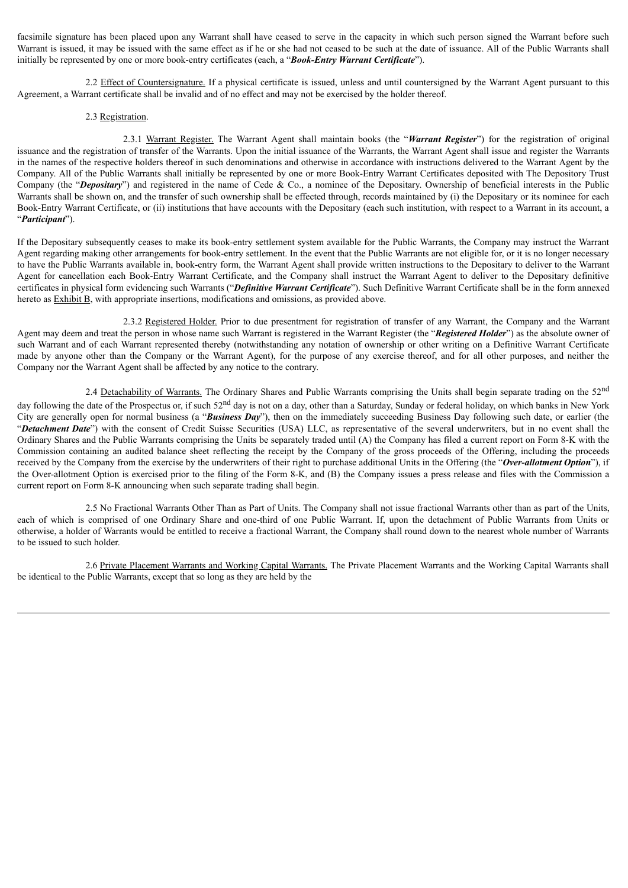facsimile signature has been placed upon any Warrant shall have ceased to serve in the capacity in which such person signed the Warrant before such Warrant is issued, it may be issued with the same effect as if he or she had not ceased to be such at the date of issuance. All of the Public Warrants shall initially be represented by one or more book-entry certificates (each, a "***Book-Entry Warrant Certificate***").

2.2 Effect of Countersignature. If a physical certificate is issued, unless and until countersigned by the Warrant Agent pursuant to this Agreement, a Warrant certificate shall be invalid and of no effect and may not be exercised by the holder thereof.

2.3 Registration.

2.3.1 Warrant Register. The Warrant Agent shall maintain books (the "***Warrant Register***") for the registration of original issuance and the registration of transfer of the Warrants. Upon the initial issuance of the Warrants, the Warrant Agent shall issue and register the Warrants in the names of the respective holders thereof in such denominations and otherwise in accordance with instructions delivered to the Warrant Agent by the Company. All of the Public Warrants shall initially be represented by one or more Book-Entry Warrant Certificates deposited with The Depository Trust Company (the "***Depositary***") and registered in the name of Cede & Co., a nominee of the Depositary. Ownership of beneficial interests in the Public Warrants shall be shown on, and the transfer of such ownership shall be effected through, records maintained by (i) the Depositary or its nominee for each Book-Entry Warrant Certificate, or (ii) institutions that have accounts with the Depositary (each such institution, with respect to a Warrant in its account, a "***Participant***").

If the Depositary subsequently ceases to make its book-entry settlement system available for the Public Warrants, the Company may instruct the Warrant Agent regarding making other arrangements for book-entry settlement. In the event that the Public Warrants are not eligible for, or it is no longer necessary to have the Public Warrants available in, book-entry form, the Warrant Agent shall provide written instructions to the Depositary to deliver to the Warrant Agent for cancellation each Book-Entry Warrant Certificate, and the Company shall instruct the Warrant Agent to deliver to the Depositary definitive certificates in physical form evidencing such Warrants ("***Definitive Warrant Certificate***"). Such Definitive Warrant Certificate shall be in the form annexed hereto as Exhibit B, with appropriate insertions, modifications and omissions, as provided above.

2.3.2 Registered Holder. Prior to due presentment for registration of transfer of any Warrant, the Company and the Warrant Agent may deem and treat the person in whose name such Warrant is registered in the Warrant Register (the "***Registered Holder***") as the absolute owner of such Warrant and of each Warrant represented thereby (notwithstanding any notation of ownership or other writing on a Definitive Warrant Certificate made by anyone other than the Company or the Warrant Agent), for the purpose of any exercise thereof, and for all other purposes, and neither the Company nor the Warrant Agent shall be affected by any notice to the contrary.

2.4 Detachability of Warrants. The Ordinary Shares and Public Warrants comprising the Units shall begin separate trading on the 52nd day following the date of the Prospectus or, if such 52nd day is not on a day, other than a Saturday, Sunday or federal holiday, on which banks in New York City are generally open for normal business (a "***Business Day***"), then on the immediately succeeding Business Day following such date, or earlier (the "***Detachment Date***") with the consent of Credit Suisse Securities (USA) LLC, as representative of the several underwriters, but in no event shall the Ordinary Shares and the Public Warrants comprising the Units be separately traded until (A) the Company has filed a current report on Form 8-K with the Commission containing an audited balance sheet reflecting the receipt by the Company of the gross proceeds of the Offering, including the proceeds received by the Company from the exercise by the underwriters of their right to purchase additional Units in the Offering (the "***Over-allotment Option***"), if the Over-allotment Option is exercised prior to the filing of the Form 8-K, and (B) the Company issues a press release and files with the Commission a current report on Form 8-K announcing when such separate trading shall begin.

2.5 No Fractional Warrants Other Than as Part of Units. The Company shall not issue fractional Warrants other than as part of the Units, each of which is comprised of one Ordinary Share and one-third of one Public Warrant. If, upon the detachment of Public Warrants from Units or otherwise, a holder of Warrants would be entitled to receive a fractional Warrant, the Company shall round down to the nearest whole number of Warrants to be issued to such holder.

2.6 Private Placement Warrants and Working Capital Warrants. The Private Placement Warrants and the Working Capital Warrants shall be identical to the Public Warrants, except that so long as they are held by the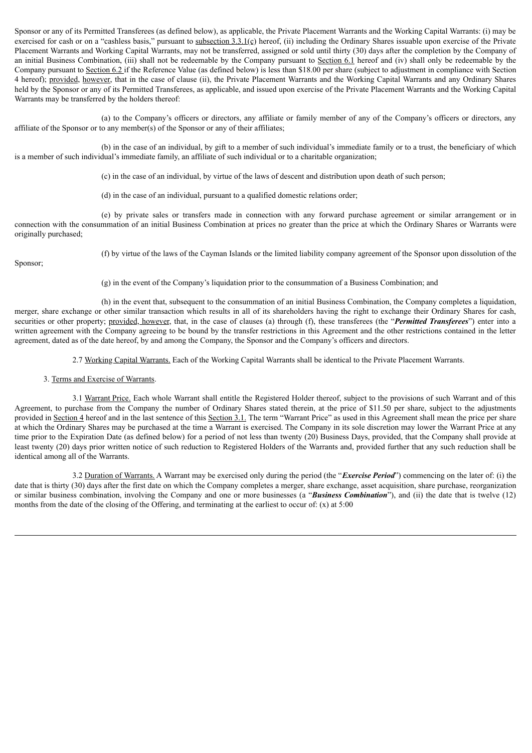Sponsor or any of its Permitted Transferees (as defined below), as applicable, the Private Placement Warrants and the Working Capital Warrants: (i) may be exercised for cash or on a "cashless basis," pursuant to subsection 3.3.1(c) hereof, (ii) including the Ordinary Shares issuable upon exercise of the Private Placement Warrants and Working Capital Warrants, may not be transferred, assigned or sold until thirty (30) days after the completion by the Company of an initial Business Combination, (iii) shall not be redeemable by the Company pursuant to Section 6.1 hereof and (iv) shall only be redeemable by the Company pursuant to Section 6.2 if the Reference Value (as defined below) is less than $18.00 per share (subject to adjustment in compliance with Section 4 hereof); provided, however, that in the case of clause (ii), the Private Placement Warrants and the Working Capital Warrants and any Ordinary Shares held by the Sponsor or any of its Permitted Transferees, as applicable, and issued upon exercise of the Private Placement Warrants and the Working Capital Warrants may be transferred by the holders thereof:

(a) to the Company's officers or directors, any affiliate or family member of any of the Company's officers or directors, any affiliate of the Sponsor or to any member(s) of the Sponsor or any of their affiliates;

(b) in the case of an individual, by gift to a member of such individual's immediate family or to a trust, the beneficiary of which is a member of such individual's immediate family, an affiliate of such individual or to a charitable organization;

(c) in the case of an individual, by virtue of the laws of descent and distribution upon death of such person;

(d) in the case of an individual, pursuant to a qualified domestic relations order;

(e) by private sales or transfers made in connection with any forward purchase agreement or similar arrangement or in connection with the consummation of an initial Business Combination at prices no greater than the price at which the Ordinary Shares or Warrants were originally purchased;

(f) by virtue of the laws of the Cayman Islands or the limited liability company agreement of the Sponsor upon dissolution of the Sponsor;

(g) in the event of the Company's liquidation prior to the consummation of a Business Combination; and

(h) in the event that, subsequent to the consummation of an initial Business Combination, the Company completes a liquidation, merger, share exchange or other similar transaction which results in all of its shareholders having the right to exchange their Ordinary Shares for cash, securities or other property; provided, however, that, in the case of clauses (a) through (f), these transferees (the "***Permitted Transferees***") enter into a written agreement with the Company agreeing to be bound by the transfer restrictions in this Agreement and the other restrictions contained in the letter agreement, dated as of the date hereof, by and among the Company, the Sponsor and the Company's officers and directors.

2.7 Working Capital Warrants. Each of the Working Capital Warrants shall be identical to the Private Placement Warrants.

3. Terms and Exercise of Warrants.

3.1 Warrant Price. Each whole Warrant shall entitle the Registered Holder thereof, subject to the provisions of such Warrant and of this Agreement, to purchase from the Company the number of Ordinary Shares stated therein, at the price of $11.50 per share, subject to the adjustments provided in Section 4 hereof and in the last sentence of this Section 3.1. The term "Warrant Price" as used in this Agreement shall mean the price per share at which the Ordinary Shares may be purchased at the time a Warrant is exercised. The Company in its sole discretion may lower the Warrant Price at any time prior to the Expiration Date (as defined below) for a period of not less than twenty (20) Business Days, provided, that the Company shall provide at least twenty (20) days prior written notice of such reduction to Registered Holders of the Warrants and, provided further that any such reduction shall be identical among all of the Warrants.

3.2 Duration of Warrants. A Warrant may be exercised only during the period (the "***Exercise Period***") commencing on the later of: (i) the date that is thirty (30) days after the first date on which the Company completes a merger, share exchange, asset acquisition, share purchase, reorganization or similar business combination, involving the Company and one or more businesses (a "***Business Combination***"), and (ii) the date that is twelve (12) months from the date of the closing of the Offering, and terminating at the earliest to occur of: (x) at 5:00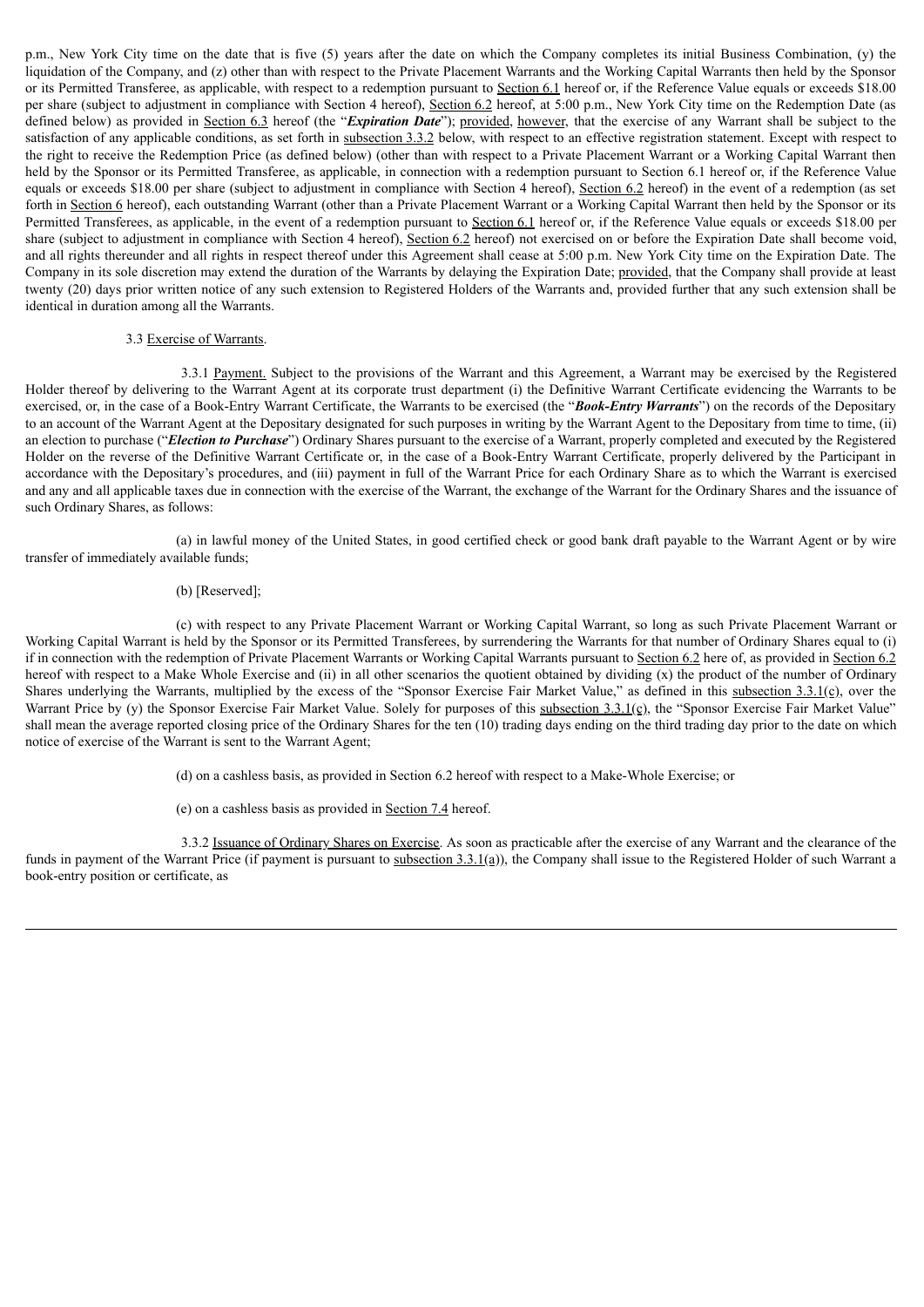p.m., New York City time on the date that is five (5) years after the date on which the Company completes its initial Business Combination, (y) the liquidation of the Company, and (z) other than with respect to the Private Placement Warrants and the Working Capital Warrants then held by the Sponsor or its Permitted Transferee, as applicable, with respect to a redemption pursuant to Section 6.1 hereof or, if the Reference Value equals or exceeds $18.00 per share (subject to adjustment in compliance with Section 4 hereof), Section 6.2 hereof, at 5:00 p.m., New York City time on the Redemption Date (as defined below) as provided in Section 6.3 hereof (the "***Expiration Date***"); provided, however, that the exercise of any Warrant shall be subject to the satisfaction of any applicable conditions, as set forth in subsection 3.3.2 below, with respect to an effective registration statement. Except with respect to the right to receive the Redemption Price (as defined below) (other than with respect to a Private Placement Warrant or a Working Capital Warrant then held by the Sponsor or its Permitted Transferee, as applicable, in connection with a redemption pursuant to Section 6.1 hereof or, if the Reference Value equals or exceeds $18.00 per share (subject to adjustment in compliance with Section 4 hereof), Section 6.2 hereof) in the event of a redemption (as set forth in Section 6 hereof), each outstanding Warrant (other than a Private Placement Warrant or a Working Capital Warrant then held by the Sponsor or its Permitted Transferees, as applicable, in the event of a redemption pursuant to Section 6.1 hereof or, if the Reference Value equals or exceeds $18.00 per share (subject to adjustment in compliance with Section 4 hereof), Section 6.2 hereof) not exercised on or before the Expiration Date shall become void, and all rights thereunder and all rights in respect thereof under this Agreement shall cease at 5:00 p.m. New York City time on the Expiration Date. The Company in its sole discretion may extend the duration of the Warrants by delaying the Expiration Date; provided, that the Company shall provide at least twenty (20) days prior written notice of any such extension to Registered Holders of the Warrants and, provided further that any such extension shall be identical in duration among all the Warrants.

3.3 Exercise of Warrants.

3.3.1 Payment. Subject to the provisions of the Warrant and this Agreement, a Warrant may be exercised by the Registered Holder thereof by delivering to the Warrant Agent at its corporate trust department (i) the Definitive Warrant Certificate evidencing the Warrants to be exercised, or, in the case of a Book-Entry Warrant Certificate, the Warrants to be exercised (the "***Book-Entry Warrants***") on the records of the Depositary to an account of the Warrant Agent at the Depositary designated for such purposes in writing by the Warrant Agent to the Depositary from time to time, (ii) an election to purchase ("***Election to Purchase***") Ordinary Shares pursuant to the exercise of a Warrant, properly completed and executed by the Registered Holder on the reverse of the Definitive Warrant Certificate or, in the case of a Book-Entry Warrant Certificate, properly delivered by the Participant in accordance with the Depositary's procedures, and (iii) payment in full of the Warrant Price for each Ordinary Share as to which the Warrant is exercised and any and all applicable taxes due in connection with the exercise of the Warrant, the exchange of the Warrant for the Ordinary Shares and the issuance of such Ordinary Shares, as follows:

(a) in lawful money of the United States, in good certified check or good bank draft payable to the Warrant Agent or by wire transfer of immediately available funds;

(b) [Reserved];

(c) with respect to any Private Placement Warrant or Working Capital Warrant, so long as such Private Placement Warrant or Working Capital Warrant is held by the Sponsor or its Permitted Transferees, by surrendering the Warrants for that number of Ordinary Shares equal to (i) if in connection with the redemption of Private Placement Warrants or Working Capital Warrants pursuant to Section 6.2 here of, as provided in Section 6.2 hereof with respect to a Make Whole Exercise and (ii) in all other scenarios the quotient obtained by dividing (x) the product of the number of Ordinary Shares underlying the Warrants, multiplied by the excess of the "Sponsor Exercise Fair Market Value," as defined in this subsection 3.3.1(c), over the Warrant Price by (y) the Sponsor Exercise Fair Market Value. Solely for purposes of this subsection 3.3.1(c), the "Sponsor Exercise Fair Market Value" shall mean the average reported closing price of the Ordinary Shares for the ten (10) trading days ending on the third trading day prior to the date on which notice of exercise of the Warrant is sent to the Warrant Agent;

(d) on a cashless basis, as provided in Section 6.2 hereof with respect to a Make-Whole Exercise; or

(e) on a cashless basis as provided in Section 7.4 hereof.

3.3.2 Issuance of Ordinary Shares on Exercise. As soon as practicable after the exercise of any Warrant and the clearance of the funds in payment of the Warrant Price (if payment is pursuant to subsection 3.3.1(a)), the Company shall issue to the Registered Holder of such Warrant a book-entry position or certificate, as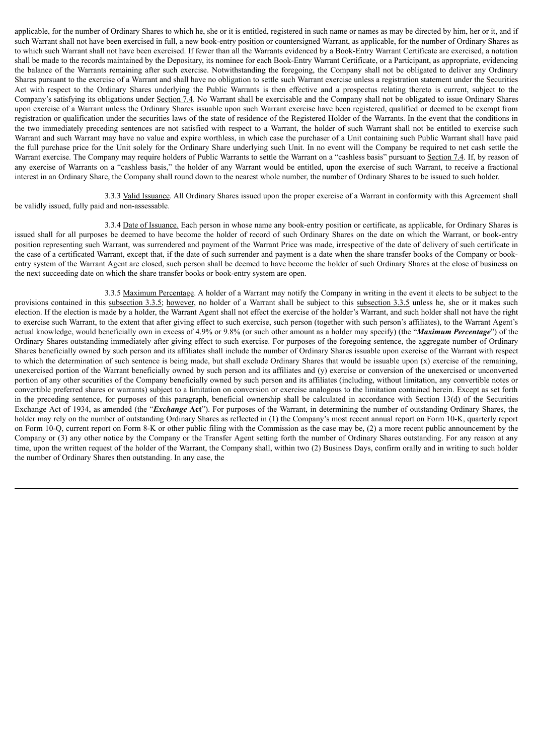applicable, for the number of Ordinary Shares to which he, she or it is entitled, registered in such name or names as may be directed by him, her or it, and if such Warrant shall not have been exercised in full, a new book-entry position or countersigned Warrant, as applicable, for the number of Ordinary Shares as to which such Warrant shall not have been exercised. If fewer than all the Warrants evidenced by a Book-Entry Warrant Certificate are exercised, a notation shall be made to the records maintained by the Depositary, its nominee for each Book-Entry Warrant Certificate, or a Participant, as appropriate, evidencing the balance of the Warrants remaining after such exercise. Notwithstanding the foregoing, the Company shall not be obligated to deliver any Ordinary Shares pursuant to the exercise of a Warrant and shall have no obligation to settle such Warrant exercise unless a registration statement under the Securities Act with respect to the Ordinary Shares underlying the Public Warrants is then effective and a prospectus relating thereto is current, subject to the Company's satisfying its obligations under Section 7.4. No Warrant shall be exercisable and the Company shall not be obligated to issue Ordinary Shares upon exercise of a Warrant unless the Ordinary Shares issuable upon such Warrant exercise have been registered, qualified or deemed to be exempt from registration or qualification under the securities laws of the state of residence of the Registered Holder of the Warrants. In the event that the conditions in the two immediately preceding sentences are not satisfied with respect to a Warrant, the holder of such Warrant shall not be entitled to exercise such Warrant and such Warrant may have no value and expire worthless, in which case the purchaser of a Unit containing such Public Warrant shall have paid the full purchase price for the Unit solely for the Ordinary Share underlying such Unit. In no event will the Company be required to net cash settle the Warrant exercise. The Company may require holders of Public Warrants to settle the Warrant on a "cashless basis" pursuant to Section 7.4. If, by reason of any exercise of Warrants on a "cashless basis," the holder of any Warrant would be entitled, upon the exercise of such Warrant, to receive a fractional interest in an Ordinary Share, the Company shall round down to the nearest whole number, the number of Ordinary Shares to be issued to such holder.

3.3.3 Valid Issuance. All Ordinary Shares issued upon the proper exercise of a Warrant in conformity with this Agreement shall be validly issued, fully paid and non-assessable.

3.3.4 Date of Issuance. Each person in whose name any book-entry position or certificate, as applicable, for Ordinary Shares is issued shall for all purposes be deemed to have become the holder of record of such Ordinary Shares on the date on which the Warrant, or book-entry position representing such Warrant, was surrendered and payment of the Warrant Price was made, irrespective of the date of delivery of such certificate in the case of a certificated Warrant, except that, if the date of such surrender and payment is a date when the share transfer books of the Company or book-entry system of the Warrant Agent are closed, such person shall be deemed to have become the holder of such Ordinary Shares at the close of business on the next succeeding date on which the share transfer books or book-entry system are open.

3.3.5 Maximum Percentage. A holder of a Warrant may notify the Company in writing in the event it elects to be subject to the provisions contained in this subsection 3.3.5; however, no holder of a Warrant shall be subject to this subsection 3.3.5 unless he, she or it makes such election. If the election is made by a holder, the Warrant Agent shall not effect the exercise of the holder's Warrant, and such holder shall not have the right to exercise such Warrant, to the extent that after giving effect to such exercise, such person (together with such person's affiliates), to the Warrant Agent's actual knowledge, would beneficially own in excess of 4.9% or 9.8% (or such other amount as a holder may specify) (the "***Maximum Percentage***") of the Ordinary Shares outstanding immediately after giving effect to such exercise. For purposes of the foregoing sentence, the aggregate number of Ordinary Shares beneficially owned by such person and its affiliates shall include the number of Ordinary Shares issuable upon exercise of the Warrant with respect to which the determination of such sentence is being made, but shall exclude Ordinary Shares that would be issuable upon (x) exercise of the remaining, unexercised portion of the Warrant beneficially owned by such person and its affiliates and (y) exercise or conversion of the unexercised or unconverted portion of any other securities of the Company beneficially owned by such person and its affiliates (including, without limitation, any convertible notes or convertible preferred shares or warrants) subject to a limitation on conversion or exercise analogous to the limitation contained herein. Except as set forth in the preceding sentence, for purposes of this paragraph, beneficial ownership shall be calculated in accordance with Section 13(d) of the Securities Exchange Act of 1934, as amended (the "***Exchange* Act**"). For purposes of the Warrant, in determining the number of outstanding Ordinary Shares, the holder may rely on the number of outstanding Ordinary Shares as reflected in (1) the Company's most recent annual report on Form 10-K, quarterly report on Form 10-Q, current report on Form 8-K or other public filing with the Commission as the case may be, (2) a more recent public announcement by the Company or (3) any other notice by the Company or the Transfer Agent setting forth the number of Ordinary Shares outstanding. For any reason at any time, upon the written request of the holder of the Warrant, the Company shall, within two (2) Business Days, confirm orally and in writing to such holder the number of Ordinary Shares then outstanding. In any case, the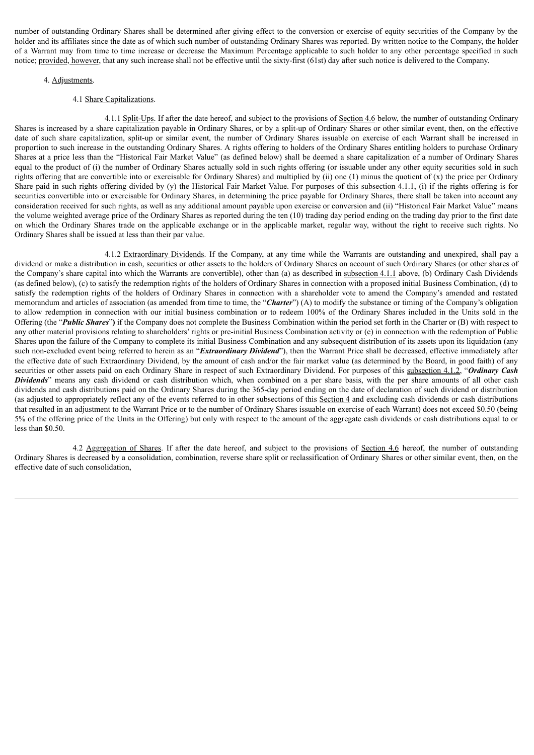number of outstanding Ordinary Shares shall be determined after giving effect to the conversion or exercise of equity securities of the Company by the holder and its affiliates since the date as of which such number of outstanding Ordinary Shares was reported. By written notice to the Company, the holder of a Warrant may from time to time increase or decrease the Maximum Percentage applicable to such holder to any other percentage specified in such notice; provided, however, that any such increase shall not be effective until the sixty-first (61st) day after such notice is delivered to the Company.

4. Adjustments.

4.1 Share Capitalizations.

4.1.1 Split-Ups. If after the date hereof, and subject to the provisions of Section 4.6 below, the number of outstanding Ordinary Shares is increased by a share capitalization payable in Ordinary Shares, or by a split-up of Ordinary Shares or other similar event, then, on the effective date of such share capitalization, split-up or similar event, the number of Ordinary Shares issuable on exercise of each Warrant shall be increased in proportion to such increase in the outstanding Ordinary Shares. A rights offering to holders of the Ordinary Shares entitling holders to purchase Ordinary Shares at a price less than the "Historical Fair Market Value" (as defined below) shall be deemed a share capitalization of a number of Ordinary Shares equal to the product of (i) the number of Ordinary Shares actually sold in such rights offering (or issuable under any other equity securities sold in such rights offering that are convertible into or exercisable for Ordinary Shares) and multiplied by (ii) one (1) minus the quotient of (x) the price per Ordinary Share paid in such rights offering divided by (y) the Historical Fair Market Value. For purposes of this subsection 4.1.1, (i) if the rights offering is for securities convertible into or exercisable for Ordinary Shares, in determining the price payable for Ordinary Shares, there shall be taken into account any consideration received for such rights, as well as any additional amount payable upon exercise or conversion and (ii) "Historical Fair Market Value" means the volume weighted average price of the Ordinary Shares as reported during the ten (10) trading day period ending on the trading day prior to the first date on which the Ordinary Shares trade on the applicable exchange or in the applicable market, regular way, without the right to receive such rights. No Ordinary Shares shall be issued at less than their par value.

4.1.2 Extraordinary Dividends. If the Company, at any time while the Warrants are outstanding and unexpired, shall pay a dividend or make a distribution in cash, securities or other assets to the holders of Ordinary Shares on account of such Ordinary Shares (or other shares of the Company's share capital into which the Warrants are convertible), other than (a) as described in subsection 4.1.1 above, (b) Ordinary Cash Dividends (as defined below), (c) to satisfy the redemption rights of the holders of Ordinary Shares in connection with a proposed initial Business Combination, (d) to satisfy the redemption rights of the holders of Ordinary Shares in connection with a shareholder vote to amend the Company's amended and restated memorandum and articles of association (as amended from time to time, the "***Charter***") (A) to modify the substance or timing of the Company's obligation to allow redemption in connection with our initial business combination or to redeem 100% of the Ordinary Shares included in the Units sold in the Offering (the "***Public Shares***") if the Company does not complete the Business Combination within the period set forth in the Charter or (B) with respect to any other material provisions relating to shareholders' rights or pre-initial Business Combination activity or (e) in connection with the redemption of Public Shares upon the failure of the Company to complete its initial Business Combination and any subsequent distribution of its assets upon its liquidation (any such non-excluded event being referred to herein as an "***Extraordinary Dividend***"), then the Warrant Price shall be decreased, effective immediately after the effective date of such Extraordinary Dividend, by the amount of cash and/or the fair market value (as determined by the Board, in good faith) of any securities or other assets paid on each Ordinary Share in respect of such Extraordinary Dividend. For purposes of this subsection 4.1.2, "***Ordinary Cash Dividends***" means any cash dividend or cash distribution which, when combined on a per share basis, with the per share amounts of all other cash dividends and cash distributions paid on the Ordinary Shares during the 365-day period ending on the date of declaration of such dividend or distribution (as adjusted to appropriately reflect any of the events referred to in other subsections of this Section 4 and excluding cash dividends or cash distributions that resulted in an adjustment to the Warrant Price or to the number of Ordinary Shares issuable on exercise of each Warrant) does not exceed $0.50 (being 5% of the offering price of the Units in the Offering) but only with respect to the amount of the aggregate cash dividends or cash distributions equal to or less than $0.50.

4.2 Aggregation of Shares. If after the date hereof, and subject to the provisions of Section 4.6 hereof, the number of outstanding Ordinary Shares is decreased by a consolidation, combination, reverse share split or reclassification of Ordinary Shares or other similar event, then, on the effective date of such consolidation,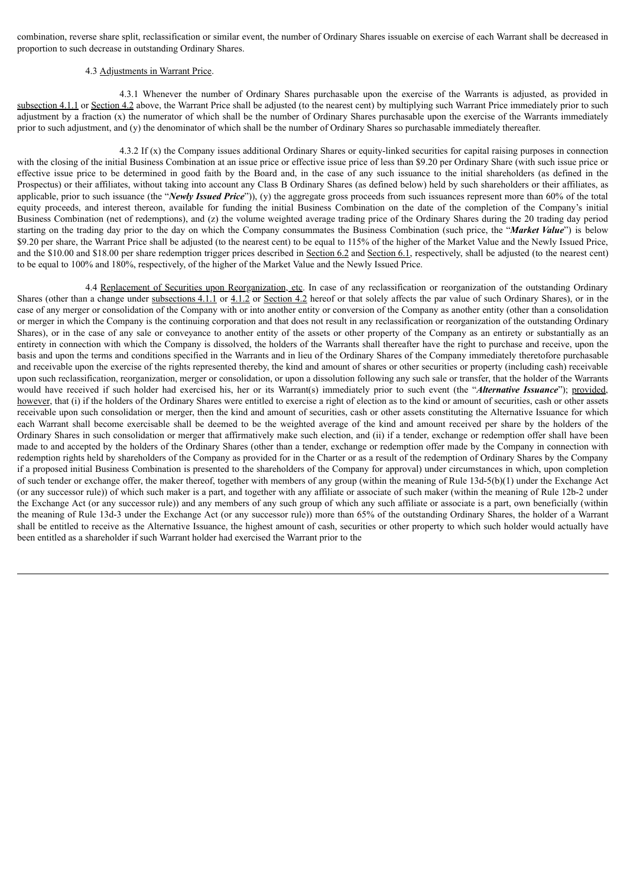combination, reverse share split, reclassification or similar event, the number of Ordinary Shares issuable on exercise of each Warrant shall be decreased in proportion to such decrease in outstanding Ordinary Shares.

4.3 Adjustments in Warrant Price.

4.3.1 Whenever the number of Ordinary Shares purchasable upon the exercise of the Warrants is adjusted, as provided in subsection 4.1.1 or Section 4.2 above, the Warrant Price shall be adjusted (to the nearest cent) by multiplying such Warrant Price immediately prior to such adjustment by a fraction (x) the numerator of which shall be the number of Ordinary Shares purchasable upon the exercise of the Warrants immediately prior to such adjustment, and (y) the denominator of which shall be the number of Ordinary Shares so purchasable immediately thereafter.

4.3.2 If (x) the Company issues additional Ordinary Shares or equity-linked securities for capital raising purposes in connection with the closing of the initial Business Combination at an issue price or effective issue price of less than $9.20 per Ordinary Share (with such issue price or effective issue price to be determined in good faith by the Board and, in the case of any such issuance to the initial shareholders (as defined in the Prospectus) or their affiliates, without taking into account any Class B Ordinary Shares (as defined below) held by such shareholders or their affiliates, as applicable, prior to such issuance (the "***Newly Issued Price***")), (y) the aggregate gross proceeds from such issuances represent more than 60% of the total equity proceeds, and interest thereon, available for funding the initial Business Combination on the date of the completion of the Company's initial Business Combination (net of redemptions), and (z) the volume weighted average trading price of the Ordinary Shares during the 20 trading day period starting on the trading day prior to the day on which the Company consummates the Business Combination (such price, the "***Market Value***") is below $9.20 per share, the Warrant Price shall be adjusted (to the nearest cent) to be equal to 115% of the higher of the Market Value and the Newly Issued Price, and the $10.00 and $18.00 per share redemption trigger prices described in Section 6.2 and Section 6.1, respectively, shall be adjusted (to the nearest cent) to be equal to 100% and 180%, respectively, of the higher of the Market Value and the Newly Issued Price.

4.4 Replacement of Securities upon Reorganization, etc. In case of any reclassification or reorganization of the outstanding Ordinary Shares (other than a change under subsections 4.1.1 or 4.1.2 or Section 4.2 hereof or that solely affects the par value of such Ordinary Shares), or in the case of any merger or consolidation of the Company with or into another entity or conversion of the Company as another entity (other than a consolidation or merger in which the Company is the continuing corporation and that does not result in any reclassification or reorganization of the outstanding Ordinary Shares), or in the case of any sale or conveyance to another entity of the assets or other property of the Company as an entirety or substantially as an entirety in connection with which the Company is dissolved, the holders of the Warrants shall thereafter have the right to purchase and receive, upon the basis and upon the terms and conditions specified in the Warrants and in lieu of the Ordinary Shares of the Company immediately theretofore purchasable and receivable upon the exercise of the rights represented thereby, the kind and amount of shares or other securities or property (including cash) receivable upon such reclassification, reorganization, merger or consolidation, or upon a dissolution following any such sale or transfer, that the holder of the Warrants would have received if such holder had exercised his, her or its Warrant(s) immediately prior to such event (the "***Alternative Issuance***"); provided, however, that (i) if the holders of the Ordinary Shares were entitled to exercise a right of election as to the kind or amount of securities, cash or other assets receivable upon such consolidation or merger, then the kind and amount of securities, cash or other assets constituting the Alternative Issuance for which each Warrant shall become exercisable shall be deemed to be the weighted average of the kind and amount received per share by the holders of the Ordinary Shares in such consolidation or merger that affirmatively make such election, and (ii) if a tender, exchange or redemption offer shall have been made to and accepted by the holders of the Ordinary Shares (other than a tender, exchange or redemption offer made by the Company in connection with redemption rights held by shareholders of the Company as provided for in the Charter or as a result of the redemption of Ordinary Shares by the Company if a proposed initial Business Combination is presented to the shareholders of the Company for approval) under circumstances in which, upon completion of such tender or exchange offer, the maker thereof, together with members of any group (within the meaning of Rule 13d-5(b)(1) under the Exchange Act (or any successor rule)) of which such maker is a part, and together with any affiliate or associate of such maker (within the meaning of Rule 12b-2 under the Exchange Act (or any successor rule)) and any members of any such group of which any such affiliate or associate is a part, own beneficially (within the meaning of Rule 13d-3 under the Exchange Act (or any successor rule)) more than 65% of the outstanding Ordinary Shares, the holder of a Warrant shall be entitled to receive as the Alternative Issuance, the highest amount of cash, securities or other property to which such holder would actually have been entitled as a shareholder if such Warrant holder had exercised the Warrant prior to the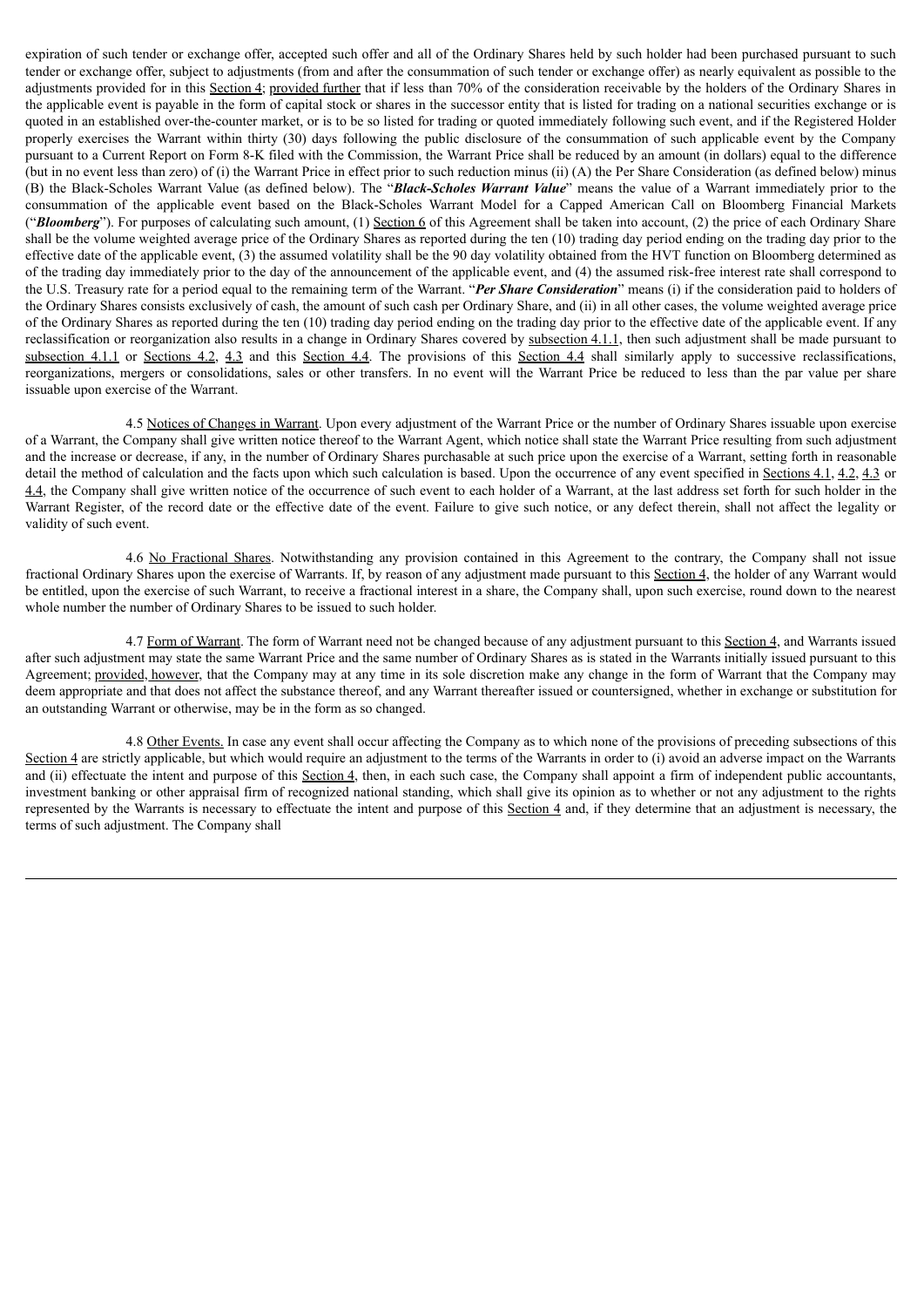expiration of such tender or exchange offer, accepted such offer and all of the Ordinary Shares held by such holder had been purchased pursuant to such tender or exchange offer, subject to adjustments (from and after the consummation of such tender or exchange offer) as nearly equivalent as possible to the adjustments provided for in this Section 4; provided further that if less than 70% of the consideration receivable by the holders of the Ordinary Shares in the applicable event is payable in the form of capital stock or shares in the successor entity that is listed for trading on a national securities exchange or is quoted in an established over-the-counter market, or is to be so listed for trading or quoted immediately following such event, and if the Registered Holder properly exercises the Warrant within thirty (30) days following the public disclosure of the consummation of such applicable event by the Company pursuant to a Current Report on Form 8-K filed with the Commission, the Warrant Price shall be reduced by an amount (in dollars) equal to the difference (but in no event less than zero) of (i) the Warrant Price in effect prior to such reduction minus (ii) (A) the Per Share Consideration (as defined below) minus (B) the Black-Scholes Warrant Value (as defined below). The "***Black-Scholes Warrant Value***" means the value of a Warrant immediately prior to the consummation of the applicable event based on the Black-Scholes Warrant Model for a Capped American Call on Bloomberg Financial Markets ("***Bloomberg***"). For purposes of calculating such amount, (1) Section 6 of this Agreement shall be taken into account, (2) the price of each Ordinary Share shall be the volume weighted average price of the Ordinary Shares as reported during the ten (10) trading day period ending on the trading day prior to the effective date of the applicable event, (3) the assumed volatility shall be the 90 day volatility obtained from the HVT function on Bloomberg determined as of the trading day immediately prior to the day of the announcement of the applicable event, and (4) the assumed risk-free interest rate shall correspond to the U.S. Treasury rate for a period equal to the remaining term of the Warrant. "***Per Share Consideration***" means (i) if the consideration paid to holders of the Ordinary Shares consists exclusively of cash, the amount of such cash per Ordinary Share, and (ii) in all other cases, the volume weighted average price of the Ordinary Shares as reported during the ten (10) trading day period ending on the trading day prior to the effective date of the applicable event. If any reclassification or reorganization also results in a change in Ordinary Shares covered by subsection 4.1.1, then such adjustment shall be made pursuant to subsection 4.1.1 or Sections 4.2, 4.3 and this Section 4.4. The provisions of this Section 4.4 shall similarly apply to successive reclassifications, reorganizations, mergers or consolidations, sales or other transfers. In no event will the Warrant Price be reduced to less than the par value per share issuable upon exercise of the Warrant.

4.5 Notices of Changes in Warrant. Upon every adjustment of the Warrant Price or the number of Ordinary Shares issuable upon exercise of a Warrant, the Company shall give written notice thereof to the Warrant Agent, which notice shall state the Warrant Price resulting from such adjustment and the increase or decrease, if any, in the number of Ordinary Shares purchasable at such price upon the exercise of a Warrant, setting forth in reasonable detail the method of calculation and the facts upon which such calculation is based. Upon the occurrence of any event specified in Sections 4.1, 4.2, 4.3 or 4.4, the Company shall give written notice of the occurrence of such event to each holder of a Warrant, at the last address set forth for such holder in the Warrant Register, of the record date or the effective date of the event. Failure to give such notice, or any defect therein, shall not affect the legality or validity of such event.

4.6 No Fractional Shares. Notwithstanding any provision contained in this Agreement to the contrary, the Company shall not issue fractional Ordinary Shares upon the exercise of Warrants. If, by reason of any adjustment made pursuant to this Section 4, the holder of any Warrant would be entitled, upon the exercise of such Warrant, to receive a fractional interest in a share, the Company shall, upon such exercise, round down to the nearest whole number the number of Ordinary Shares to be issued to such holder.

4.7 Form of Warrant. The form of Warrant need not be changed because of any adjustment pursuant to this Section 4, and Warrants issued after such adjustment may state the same Warrant Price and the same number of Ordinary Shares as is stated in the Warrants initially issued pursuant to this Agreement; provided, however, that the Company may at any time in its sole discretion make any change in the form of Warrant that the Company may deem appropriate and that does not affect the substance thereof, and any Warrant thereafter issued or countersigned, whether in exchange or substitution for an outstanding Warrant or otherwise, may be in the form as so changed.

4.8 Other Events. In case any event shall occur affecting the Company as to which none of the provisions of preceding subsections of this Section 4 are strictly applicable, but which would require an adjustment to the terms of the Warrants in order to (i) avoid an adverse impact on the Warrants and (ii) effectuate the intent and purpose of this Section 4, then, in each such case, the Company shall appoint a firm of independent public accountants, investment banking or other appraisal firm of recognized national standing, which shall give its opinion as to whether or not any adjustment to the rights represented by the Warrants is necessary to effectuate the intent and purpose of this Section 4 and, if they determine that an adjustment is necessary, the terms of such adjustment. The Company shall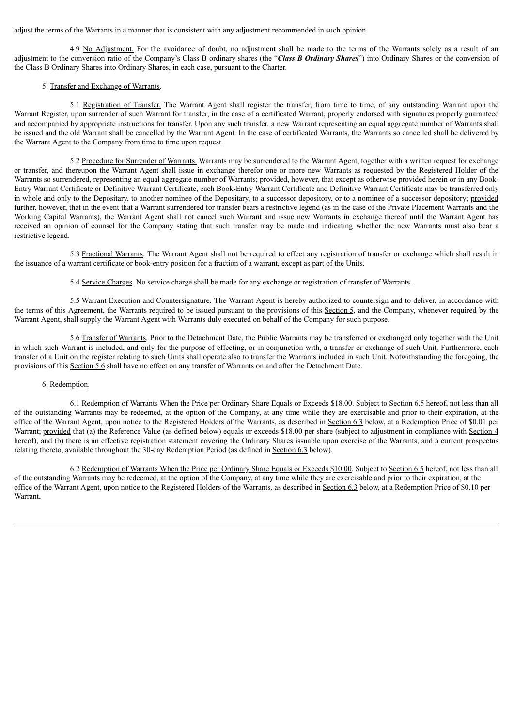adjust the terms of the Warrants in a manner that is consistent with any adjustment recommended in such opinion.

4.9 No Adjustment. For the avoidance of doubt, no adjustment shall be made to the terms of the Warrants solely as a result of an adjustment to the conversion ratio of the Company's Class B ordinary shares (the "***Class B Ordinary Shares***") into Ordinary Shares or the conversion of the Class B Ordinary Shares into Ordinary Shares, in each case, pursuant to the Charter.

5. Transfer and Exchange of Warrants.

5.1 Registration of Transfer. The Warrant Agent shall register the transfer, from time to time, of any outstanding Warrant upon the Warrant Register, upon surrender of such Warrant for transfer, in the case of a certificated Warrant, properly endorsed with signatures properly guaranteed and accompanied by appropriate instructions for transfer. Upon any such transfer, a new Warrant representing an equal aggregate number of Warrants shall be issued and the old Warrant shall be cancelled by the Warrant Agent. In the case of certificated Warrants, the Warrants so cancelled shall be delivered by the Warrant Agent to the Company from time to time upon request.

5.2 Procedure for Surrender of Warrants. Warrants may be surrendered to the Warrant Agent, together with a written request for exchange or transfer, and thereupon the Warrant Agent shall issue in exchange therefor one or more new Warrants as requested by the Registered Holder of the Warrants so surrendered, representing an equal aggregate number of Warrants; provided, however, that except as otherwise provided herein or in any Book-Entry Warrant Certificate or Definitive Warrant Certificate, each Book-Entry Warrant Certificate and Definitive Warrant Certificate may be transferred only in whole and only to the Depositary, to another nominee of the Depositary, to a successor depository, or to a nominee of a successor depository; provided further, however, that in the event that a Warrant surrendered for transfer bears a restrictive legend (as in the case of the Private Placement Warrants and the Working Capital Warrants), the Warrant Agent shall not cancel such Warrant and issue new Warrants in exchange thereof until the Warrant Agent has received an opinion of counsel for the Company stating that such transfer may be made and indicating whether the new Warrants must also bear a restrictive legend.

5.3 Fractional Warrants. The Warrant Agent shall not be required to effect any registration of transfer or exchange which shall result in the issuance of a warrant certificate or book-entry position for a fraction of a warrant, except as part of the Units.

5.4 Service Charges. No service charge shall be made for any exchange or registration of transfer of Warrants.

5.5 Warrant Execution and Countersignature. The Warrant Agent is hereby authorized to countersign and to deliver, in accordance with the terms of this Agreement, the Warrants required to be issued pursuant to the provisions of this Section 5, and the Company, whenever required by the Warrant Agent, shall supply the Warrant Agent with Warrants duly executed on behalf of the Company for such purpose.

5.6 Transfer of Warrants. Prior to the Detachment Date, the Public Warrants may be transferred or exchanged only together with the Unit in which such Warrant is included, and only for the purpose of effecting, or in conjunction with, a transfer or exchange of such Unit. Furthermore, each transfer of a Unit on the register relating to such Units shall operate also to transfer the Warrants included in such Unit. Notwithstanding the foregoing, the provisions of this Section 5.6 shall have no effect on any transfer of Warrants on and after the Detachment Date.

6. Redemption.

6.1 Redemption of Warrants When the Price per Ordinary Share Equals or Exceeds $18.00. Subject to Section 6.5 hereof, not less than all of the outstanding Warrants may be redeemed, at the option of the Company, at any time while they are exercisable and prior to their expiration, at the office of the Warrant Agent, upon notice to the Registered Holders of the Warrants, as described in Section 6.3 below, at a Redemption Price of $0.01 per Warrant; provided that (a) the Reference Value (as defined below) equals or exceeds $18.00 per share (subject to adjustment in compliance with Section 4 hereof), and (b) there is an effective registration statement covering the Ordinary Shares issuable upon exercise of the Warrants, and a current prospectus relating thereto, available throughout the 30-day Redemption Period (as defined in Section 6.3 below).

6.2 Redemption of Warrants When the Price per Ordinary Share Equals or Exceeds $10.00. Subject to Section 6.5 hereof, not less than all of the outstanding Warrants may be redeemed, at the option of the Company, at any time while they are exercisable and prior to their expiration, at the office of the Warrant Agent, upon notice to the Registered Holders of the Warrants, as described in Section 6.3 below, at a Redemption Price of $0.10 per Warrant,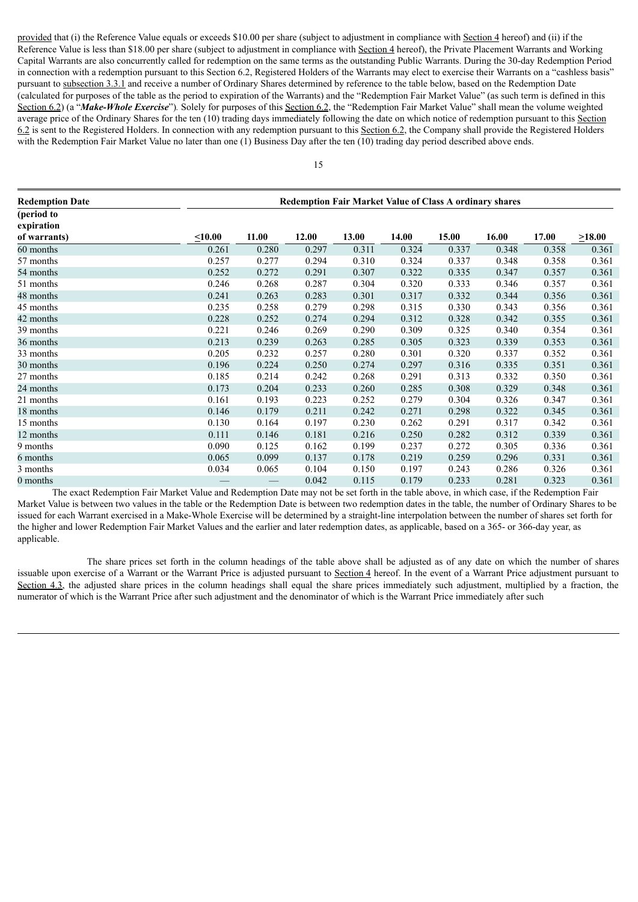provided that (i) the Reference Value equals or exceeds $10.00 per share (subject to adjustment in compliance with Section 4 hereof) and (ii) if the Reference Value is less than $18.00 per share (subject to adjustment in compliance with Section 4 hereof), the Private Placement Warrants and Working Capital Warrants are also concurrently called for redemption on the same terms as the outstanding Public Warrants. During the 30-day Redemption Period in connection with a redemption pursuant to this Section 6.2, Registered Holders of the Warrants may elect to exercise their Warrants on a "cashless basis" pursuant to subsection 3.3.1 and receive a number of Ordinary Shares determined by reference to the table below, based on the Redemption Date (calculated for purposes of the table as the period to expiration of the Warrants) and the "Redemption Fair Market Value" (as such term is defined in this Section 6.2) (a "***Make-Whole Exercise***"). Solely for purposes of this Section 6.2, the "Redemption Fair Market Value" shall mean the volume weighted average price of the Ordinary Shares for the ten (10) trading days immediately following the date on which notice of redemption pursuant to this Section 6.2 is sent to the Registered Holders. In connection with any redemption pursuant to this Section 6.2, the Company shall provide the Registered Holders with the Redemption Fair Market Value no later than one (1) Business Day after the ten (10) trading day period described above ends.

| **Redemption Date (period to expiration of warrants)** | **Redemption Fair Market Value of Class A ordinary shares** | | | | | | | | |
|---|---|---|---|---|---|---|---|---|---|
| | **≤10.00** | **11.00** | **12.00** | **13.00** | **14.00** | **15.00** | **16.00** | **17.00** | **≥18.00** |
| 60 months | 0.261 | 0.280 | 0.297 | 0.311 | 0.324 | 0.337 | 0.348 | 0.358 | 0.361 |
| 57 months | 0.257 | 0.277 | 0.294 | 0.310 | 0.324 | 0.337 | 0.348 | 0.358 | 0.361 |
| 54 months | 0.252 | 0.272 | 0.291 | 0.307 | 0.322 | 0.335 | 0.347 | 0.357 | 0.361 |
| 51 months | 0.246 | 0.268 | 0.287 | 0.304 | 0.320 | 0.333 | 0.346 | 0.357 | 0.361 |
| 48 months | 0.241 | 0.263 | 0.283 | 0.301 | 0.317 | 0.332 | 0.344 | 0.356 | 0.361 |
| 45 months | 0.235 | 0.258 | 0.279 | 0.298 | 0.315 | 0.330 | 0.343 | 0.356 | 0.361 |
| 42 months | 0.228 | 0.252 | 0.274 | 0.294 | 0.312 | 0.328 | 0.342 | 0.355 | 0.361 |
| 39 months | 0.221 | 0.246 | 0.269 | 0.290 | 0.309 | 0.325 | 0.340 | 0.354 | 0.361 |
| 36 months | 0.213 | 0.239 | 0.263 | 0.285 | 0.305 | 0.323 | 0.339 | 0.353 | 0.361 |
| 33 months | 0.205 | 0.232 | 0.257 | 0.280 | 0.301 | 0.320 | 0.337 | 0.352 | 0.361 |
| 30 months | 0.196 | 0.224 | 0.250 | 0.274 | 0.297 | 0.316 | 0.335 | 0.351 | 0.361 |
| 27 months | 0.185 | 0.214 | 0.242 | 0.268 | 0.291 | 0.313 | 0.332 | 0.350 | 0.361 |
| 24 months | 0.173 | 0.204 | 0.233 | 0.260 | 0.285 | 0.308 | 0.329 | 0.348 | 0.361 |
| 21 months | 0.161 | 0.193 | 0.223 | 0.252 | 0.279 | 0.304 | 0.326 | 0.347 | 0.361 |
| 18 months | 0.146 | 0.179 | 0.211 | 0.242 | 0.271 | 0.298 | 0.322 | 0.345 | 0.361 |
| 15 months | 0.130 | 0.164 | 0.197 | 0.230 | 0.262 | 0.291 | 0.317 | 0.342 | 0.361 |
| 12 months | 0.111 | 0.146 | 0.181 | 0.216 | 0.250 | 0.282 | 0.312 | 0.339 | 0.361 |
| 9 months | 0.090 | 0.125 | 0.162 | 0.199 | 0.237 | 0.272 | 0.305 | 0.336 | 0.361 |
| 6 months | 0.065 | 0.099 | 0.137 | 0.178 | 0.219 | 0.259 | 0.296 | 0.331 | 0.361 |
| 3 months | 0.034 | 0.065 | 0.104 | 0.150 | 0.197 | 0.243 | 0.286 | 0.326 | 0.361 |
| 0 months | — | — | 0.042 | 0.115 | 0.179 | 0.233 | 0.281 | 0.323 | 0.361 |

The exact Redemption Fair Market Value and Redemption Date may not be set forth in the table above, in which case, if the Redemption Fair Market Value is between two values in the table or the Redemption Date is between two redemption dates in the table, the number of Ordinary Shares to be issued for each Warrant exercised in a Make-Whole Exercise will be determined by a straight-line interpolation between the number of shares set forth for the higher and lower Redemption Fair Market Values and the earlier and later redemption dates, as applicable, based on a 365- or 366-day year, as applicable.

The share prices set forth in the column headings of the table above shall be adjusted as of any date on which the number of shares issuable upon exercise of a Warrant or the Warrant Price is adjusted pursuant to Section 4 hereof. In the event of a Warrant Price adjustment pursuant to Section 4.3, the adjusted share prices in the column headings shall equal the share prices immediately such adjustment, multiplied by a fraction, the numerator of which is the Warrant Price after such adjustment and the denominator of which is the Warrant Price immediately after such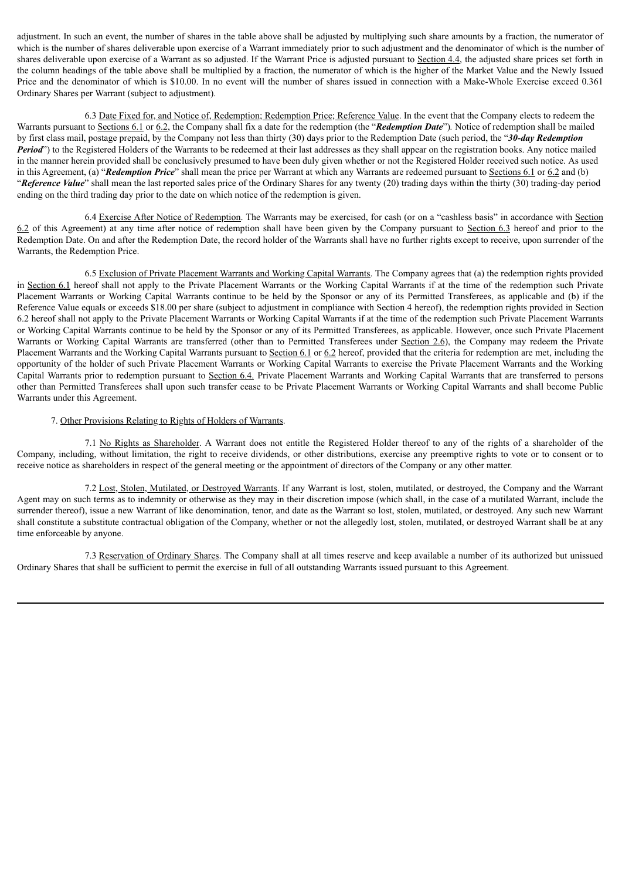adjustment. In such an event, the number of shares in the table above shall be adjusted by multiplying such share amounts by a fraction, the numerator of which is the number of shares deliverable upon exercise of a Warrant immediately prior to such adjustment and the denominator of which is the number of shares deliverable upon exercise of a Warrant as so adjusted. If the Warrant Price is adjusted pursuant to Section 4.4, the adjusted share prices set forth in the column headings of the table above shall be multiplied by a fraction, the numerator of which is the higher of the Market Value and the Newly Issued Price and the denominator of which is $10.00. In no event will the number of shares issued in connection with a Make-Whole Exercise exceed 0.361 Ordinary Shares per Warrant (subject to adjustment).

6.3 Date Fixed for, and Notice of, Redemption; Redemption Price; Reference Value. In the event that the Company elects to redeem the Warrants pursuant to Sections 6.1 or 6.2, the Company shall fix a date for the redemption (the "***Redemption Date***"). Notice of redemption shall be mailed by first class mail, postage prepaid, by the Company not less than thirty (30) days prior to the Redemption Date (such period, the "***30-day Redemption Period***") to the Registered Holders of the Warrants to be redeemed at their last addresses as they shall appear on the registration books. Any notice mailed in the manner herein provided shall be conclusively presumed to have been duly given whether or not the Registered Holder received such notice. As used in this Agreement, (a) "***Redemption Price***" shall mean the price per Warrant at which any Warrants are redeemed pursuant to Sections 6.1 or 6.2 and (b) "***Reference Value***" shall mean the last reported sales price of the Ordinary Shares for any twenty (20) trading days within the thirty (30) trading-day period ending on the third trading day prior to the date on which notice of the redemption is given.

6.4 Exercise After Notice of Redemption. The Warrants may be exercised, for cash (or on a "cashless basis" in accordance with Section 6.2 of this Agreement) at any time after notice of redemption shall have been given by the Company pursuant to Section 6.3 hereof and prior to the Redemption Date. On and after the Redemption Date, the record holder of the Warrants shall have no further rights except to receive, upon surrender of the Warrants, the Redemption Price.

6.5 Exclusion of Private Placement Warrants and Working Capital Warrants. The Company agrees that (a) the redemption rights provided in Section 6.1 hereof shall not apply to the Private Placement Warrants or the Working Capital Warrants if at the time of the redemption such Private Placement Warrants or Working Capital Warrants continue to be held by the Sponsor or any of its Permitted Transferees, as applicable and (b) if the Reference Value equals or exceeds $18.00 per share (subject to adjustment in compliance with Section 4 hereof), the redemption rights provided in Section 6.2 hereof shall not apply to the Private Placement Warrants or Working Capital Warrants if at the time of the redemption such Private Placement Warrants or Working Capital Warrants continue to be held by the Sponsor or any of its Permitted Transferees, as applicable. However, once such Private Placement Warrants or Working Capital Warrants are transferred (other than to Permitted Transferees under Section 2.6), the Company may redeem the Private Placement Warrants and the Working Capital Warrants pursuant to Section 6.1 or 6.2 hereof, provided that the criteria for redemption are met, including the opportunity of the holder of such Private Placement Warrants or Working Capital Warrants to exercise the Private Placement Warrants and the Working Capital Warrants prior to redemption pursuant to Section 6.4. Private Placement Warrants and Working Capital Warrants that are transferred to persons other than Permitted Transferees shall upon such transfer cease to be Private Placement Warrants or Working Capital Warrants and shall become Public Warrants under this Agreement.

7. Other Provisions Relating to Rights of Holders of Warrants.

7.1 No Rights as Shareholder. A Warrant does not entitle the Registered Holder thereof to any of the rights of a shareholder of the Company, including, without limitation, the right to receive dividends, or other distributions, exercise any preemptive rights to vote or to consent or to receive notice as shareholders in respect of the general meeting or the appointment of directors of the Company or any other matter.

7.2 Lost, Stolen, Mutilated, or Destroyed Warrants. If any Warrant is lost, stolen, mutilated, or destroyed, the Company and the Warrant Agent may on such terms as to indemnity or otherwise as they may in their discretion impose (which shall, in the case of a mutilated Warrant, include the surrender thereof), issue a new Warrant of like denomination, tenor, and date as the Warrant so lost, stolen, mutilated, or destroyed. Any such new Warrant shall constitute a substitute contractual obligation of the Company, whether or not the allegedly lost, stolen, mutilated, or destroyed Warrant shall be at any time enforceable by anyone.

7.3 Reservation of Ordinary Shares. The Company shall at all times reserve and keep available a number of its authorized but unissued Ordinary Shares that shall be sufficient to permit the exercise in full of all outstanding Warrants issued pursuant to this Agreement.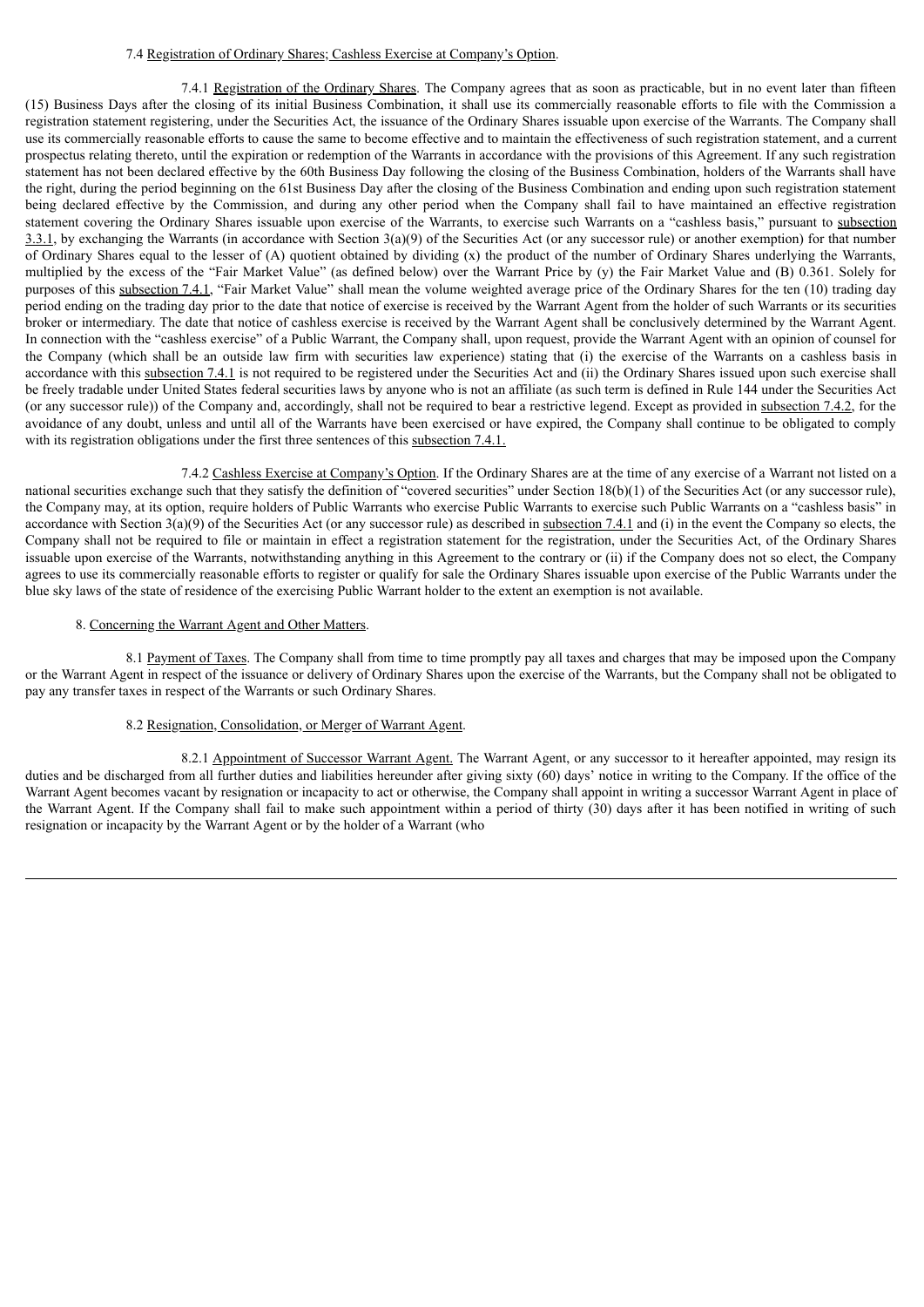7.4 Registration of Ordinary Shares; Cashless Exercise at Company's Option.

7.4.1 Registration of the Ordinary Shares. The Company agrees that as soon as practicable, but in no event later than fifteen (15) Business Days after the closing of its initial Business Combination, it shall use its commercially reasonable efforts to file with the Commission a registration statement registering, under the Securities Act, the issuance of the Ordinary Shares issuable upon exercise of the Warrants. The Company shall use its commercially reasonable efforts to cause the same to become effective and to maintain the effectiveness of such registration statement, and a current prospectus relating thereto, until the expiration or redemption of the Warrants in accordance with the provisions of this Agreement. If any such registration statement has not been declared effective by the 60th Business Day following the closing of the Business Combination, holders of the Warrants shall have the right, during the period beginning on the 61st Business Day after the closing of the Business Combination and ending upon such registration statement being declared effective by the Commission, and during any other period when the Company shall fail to have maintained an effective registration statement covering the Ordinary Shares issuable upon exercise of the Warrants, to exercise such Warrants on a "cashless basis," pursuant to subsection 3.3.1, by exchanging the Warrants (in accordance with Section 3(a)(9) of the Securities Act (or any successor rule) or another exemption) for that number of Ordinary Shares equal to the lesser of (A) quotient obtained by dividing (x) the product of the number of Ordinary Shares underlying the Warrants, multiplied by the excess of the "Fair Market Value" (as defined below) over the Warrant Price by (y) the Fair Market Value and (B) 0.361. Solely for purposes of this subsection 7.4.1, "Fair Market Value" shall mean the volume weighted average price of the Ordinary Shares for the ten (10) trading day period ending on the trading day prior to the date that notice of exercise is received by the Warrant Agent from the holder of such Warrants or its securities broker or intermediary. The date that notice of cashless exercise is received by the Warrant Agent shall be conclusively determined by the Warrant Agent. In connection with the "cashless exercise" of a Public Warrant, the Company shall, upon request, provide the Warrant Agent with an opinion of counsel for the Company (which shall be an outside law firm with securities law experience) stating that (i) the exercise of the Warrants on a cashless basis in accordance with this subsection 7.4.1 is not required to be registered under the Securities Act and (ii) the Ordinary Shares issued upon such exercise shall be freely tradable under United States federal securities laws by anyone who is not an affiliate (as such term is defined in Rule 144 under the Securities Act (or any successor rule)) of the Company and, accordingly, shall not be required to bear a restrictive legend. Except as provided in subsection 7.4.2, for the avoidance of any doubt, unless and until all of the Warrants have been exercised or have expired, the Company shall continue to be obligated to comply with its registration obligations under the first three sentences of this subsection 7.4.1.

7.4.2 Cashless Exercise at Company's Option. If the Ordinary Shares are at the time of any exercise of a Warrant not listed on a national securities exchange such that they satisfy the definition of "covered securities" under Section 18(b)(1) of the Securities Act (or any successor rule), the Company may, at its option, require holders of Public Warrants who exercise Public Warrants to exercise such Public Warrants on a "cashless basis" in accordance with Section 3(a)(9) of the Securities Act (or any successor rule) as described in subsection 7.4.1 and (i) in the event the Company so elects, the Company shall not be required to file or maintain in effect a registration statement for the registration, under the Securities Act, of the Ordinary Shares issuable upon exercise of the Warrants, notwithstanding anything in this Agreement to the contrary or (ii) if the Company does not so elect, the Company agrees to use its commercially reasonable efforts to register or qualify for sale the Ordinary Shares issuable upon exercise of the Public Warrants under the blue sky laws of the state of residence of the exercising Public Warrant holder to the extent an exemption is not available.

8. Concerning the Warrant Agent and Other Matters.

8.1 Payment of Taxes. The Company shall from time to time promptly pay all taxes and charges that may be imposed upon the Company or the Warrant Agent in respect of the issuance or delivery of Ordinary Shares upon the exercise of the Warrants, but the Company shall not be obligated to pay any transfer taxes in respect of the Warrants or such Ordinary Shares.

8.2 Resignation, Consolidation, or Merger of Warrant Agent.

8.2.1 Appointment of Successor Warrant Agent. The Warrant Agent, or any successor to it hereafter appointed, may resign its duties and be discharged from all further duties and liabilities hereunder after giving sixty (60) days' notice in writing to the Company. If the office of the Warrant Agent becomes vacant by resignation or incapacity to act or otherwise, the Company shall appoint in writing a successor Warrant Agent in place of the Warrant Agent. If the Company shall fail to make such appointment within a period of thirty (30) days after it has been notified in writing of such resignation or incapacity by the Warrant Agent or by the holder of a Warrant (who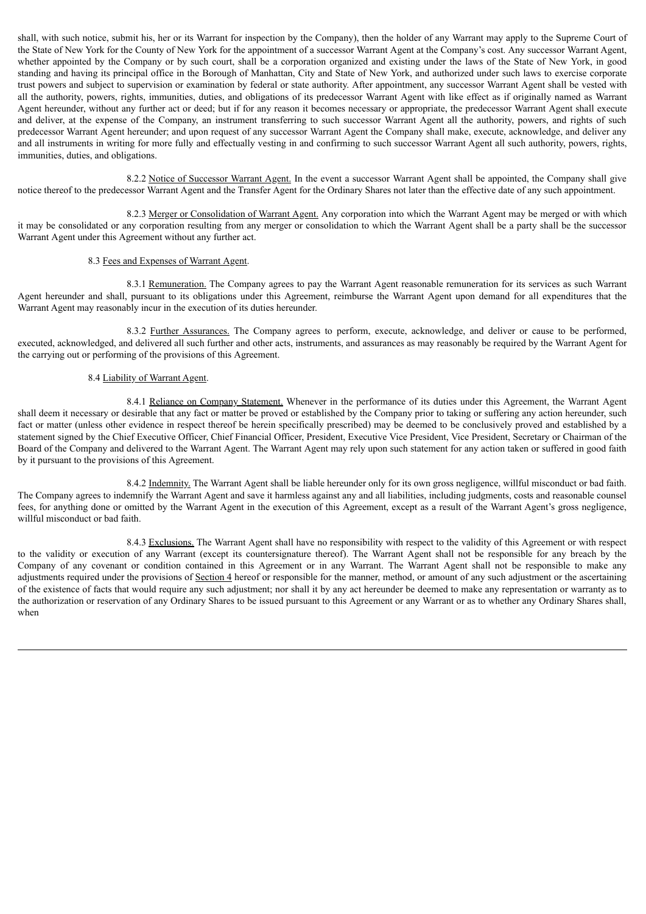shall, with such notice, submit his, her or its Warrant for inspection by the Company), then the holder of any Warrant may apply to the Supreme Court of the State of New York for the County of New York for the appointment of a successor Warrant Agent at the Company's cost. Any successor Warrant Agent, whether appointed by the Company or by such court, shall be a corporation organized and existing under the laws of the State of New York, in good standing and having its principal office in the Borough of Manhattan, City and State of New York, and authorized under such laws to exercise corporate trust powers and subject to supervision or examination by federal or state authority. After appointment, any successor Warrant Agent shall be vested with all the authority, powers, rights, immunities, duties, and obligations of its predecessor Warrant Agent with like effect as if originally named as Warrant Agent hereunder, without any further act or deed; but if for any reason it becomes necessary or appropriate, the predecessor Warrant Agent shall execute and deliver, at the expense of the Company, an instrument transferring to such successor Warrant Agent all the authority, powers, and rights of such predecessor Warrant Agent hereunder; and upon request of any successor Warrant Agent the Company shall make, execute, acknowledge, and deliver any and all instruments in writing for more fully and effectually vesting in and confirming to such successor Warrant Agent all such authority, powers, rights, immunities, duties, and obligations.

8.2.2 Notice of Successor Warrant Agent. In the event a successor Warrant Agent shall be appointed, the Company shall give notice thereof to the predecessor Warrant Agent and the Transfer Agent for the Ordinary Shares not later than the effective date of any such appointment.

8.2.3 Merger or Consolidation of Warrant Agent. Any corporation into which the Warrant Agent may be merged or with which it may be consolidated or any corporation resulting from any merger or consolidation to which the Warrant Agent shall be a party shall be the successor Warrant Agent under this Agreement without any further act.

8.3 Fees and Expenses of Warrant Agent.

8.3.1 Remuneration. The Company agrees to pay the Warrant Agent reasonable remuneration for its services as such Warrant Agent hereunder and shall, pursuant to its obligations under this Agreement, reimburse the Warrant Agent upon demand for all expenditures that the Warrant Agent may reasonably incur in the execution of its duties hereunder.

8.3.2 Further Assurances. The Company agrees to perform, execute, acknowledge, and deliver or cause to be performed, executed, acknowledged, and delivered all such further and other acts, instruments, and assurances as may reasonably be required by the Warrant Agent for the carrying out or performing of the provisions of this Agreement.

8.4 Liability of Warrant Agent.

8.4.1 Reliance on Company Statement. Whenever in the performance of its duties under this Agreement, the Warrant Agent shall deem it necessary or desirable that any fact or matter be proved or established by the Company prior to taking or suffering any action hereunder, such fact or matter (unless other evidence in respect thereof be herein specifically prescribed) may be deemed to be conclusively proved and established by a statement signed by the Chief Executive Officer, Chief Financial Officer, President, Executive Vice President, Vice President, Secretary or Chairman of the Board of the Company and delivered to the Warrant Agent. The Warrant Agent may rely upon such statement for any action taken or suffered in good faith by it pursuant to the provisions of this Agreement.

8.4.2 Indemnity. The Warrant Agent shall be liable hereunder only for its own gross negligence, willful misconduct or bad faith. The Company agrees to indemnify the Warrant Agent and save it harmless against any and all liabilities, including judgments, costs and reasonable counsel fees, for anything done or omitted by the Warrant Agent in the execution of this Agreement, except as a result of the Warrant Agent's gross negligence, willful misconduct or bad faith.

8.4.3 Exclusions. The Warrant Agent shall have no responsibility with respect to the validity of this Agreement or with respect to the validity or execution of any Warrant (except its countersignature thereof). The Warrant Agent shall not be responsible for any breach by the Company of any covenant or condition contained in this Agreement or in any Warrant. The Warrant Agent shall not be responsible to make any adjustments required under the provisions of Section 4 hereof or responsible for the manner, method, or amount of any such adjustment or the ascertaining of the existence of facts that would require any such adjustment; nor shall it by any act hereunder be deemed to make any representation or warranty as to the authorization or reservation of any Ordinary Shares to be issued pursuant to this Agreement or any Warrant or as to whether any Ordinary Shares shall, when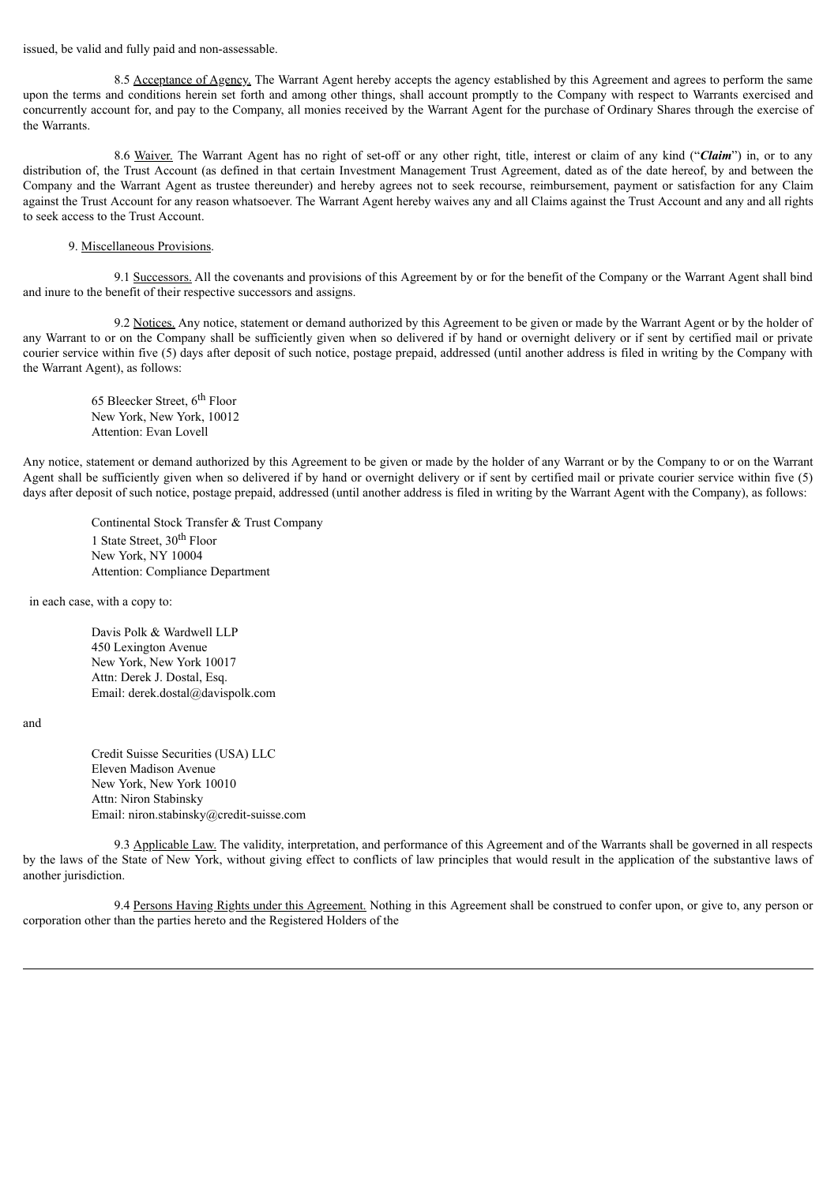issued, be valid and fully paid and non-assessable.

8.5 Acceptance of Agency. The Warrant Agent hereby accepts the agency established by this Agreement and agrees to perform the same upon the terms and conditions herein set forth and among other things, shall account promptly to the Company with respect to Warrants exercised and concurrently account for, and pay to the Company, all monies received by the Warrant Agent for the purchase of Ordinary Shares through the exercise of the Warrants.

8.6 Waiver. The Warrant Agent has no right of set-off or any other right, title, interest or claim of any kind ("***Claim***") in, or to any distribution of, the Trust Account (as defined in that certain Investment Management Trust Agreement, dated as of the date hereof, by and between the Company and the Warrant Agent as trustee thereunder) and hereby agrees not to seek recourse, reimbursement, payment or satisfaction for any Claim against the Trust Account for any reason whatsoever. The Warrant Agent hereby waives any and all Claims against the Trust Account and any and all rights to seek access to the Trust Account.

9. Miscellaneous Provisions.

9.1 Successors. All the covenants and provisions of this Agreement by or for the benefit of the Company or the Warrant Agent shall bind and inure to the benefit of their respective successors and assigns.

9.2 Notices. Any notice, statement or demand authorized by this Agreement to be given or made by the Warrant Agent or by the holder of any Warrant to or on the Company shall be sufficiently given when so delivered if by hand or overnight delivery or if sent by certified mail or private courier service within five (5) days after deposit of such notice, postage prepaid, addressed (until another address is filed in writing by the Company with the Warrant Agent), as follows:

> 65 Bleecker Street, 6th Floor
> New York, New York, 10012
> Attention: Evan Lovell

Any notice, statement or demand authorized by this Agreement to be given or made by the holder of any Warrant or by the Company to or on the Warrant Agent shall be sufficiently given when so delivered if by hand or overnight delivery or if sent by certified mail or private courier service within five (5) days after deposit of such notice, postage prepaid, addressed (until another address is filed in writing by the Warrant Agent with the Company), as follows:

> Continental Stock Transfer & Trust Company
> 1 State Street, 30th Floor
> New York, NY 10004
> Attention: Compliance Department

in each case, with a copy to:

> Davis Polk & Wardwell LLP
> 450 Lexington Avenue
> New York, New York 10017
> Attn: Derek J. Dostal, Esq.
> Email: derek.dostal@davispolk.com

and

> Credit Suisse Securities (USA) LLC
> Eleven Madison Avenue
> New York, New York 10010
> Attn: Niron Stabinsky
> Email: niron.stabinsky@credit-suisse.com

9.3 Applicable Law. The validity, interpretation, and performance of this Agreement and of the Warrants shall be governed in all respects by the laws of the State of New York, without giving effect to conflicts of law principles that would result in the application of the substantive laws of another jurisdiction.

9.4 Persons Having Rights under this Agreement. Nothing in this Agreement shall be construed to confer upon, or give to, any person or corporation other than the parties hereto and the Registered Holders of the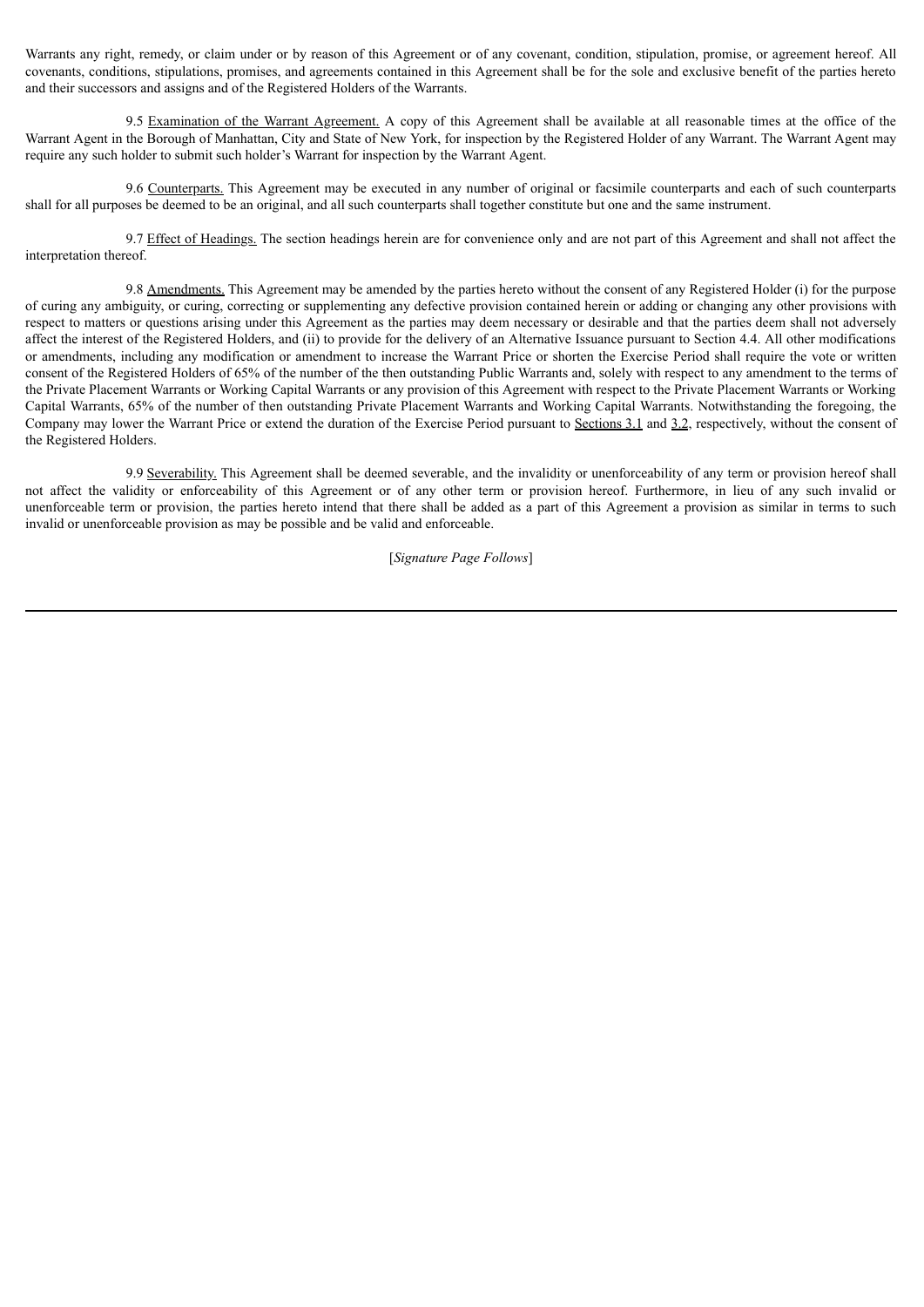Warrants any right, remedy, or claim under or by reason of this Agreement or of any covenant, condition, stipulation, promise, or agreement hereof. All covenants, conditions, stipulations, promises, and agreements contained in this Agreement shall be for the sole and exclusive benefit of the parties hereto and their successors and assigns and of the Registered Holders of the Warrants.

9.5 Examination of the Warrant Agreement. A copy of this Agreement shall be available at all reasonable times at the office of the Warrant Agent in the Borough of Manhattan, City and State of New York, for inspection by the Registered Holder of any Warrant. The Warrant Agent may require any such holder to submit such holder's Warrant for inspection by the Warrant Agent.

9.6 Counterparts. This Agreement may be executed in any number of original or facsimile counterparts and each of such counterparts shall for all purposes be deemed to be an original, and all such counterparts shall together constitute but one and the same instrument.

9.7 Effect of Headings. The section headings herein are for convenience only and are not part of this Agreement and shall not affect the interpretation thereof.

9.8 Amendments. This Agreement may be amended by the parties hereto without the consent of any Registered Holder (i) for the purpose of curing any ambiguity, or curing, correcting or supplementing any defective provision contained herein or adding or changing any other provisions with respect to matters or questions arising under this Agreement as the parties may deem necessary or desirable and that the parties deem shall not adversely affect the interest of the Registered Holders, and (ii) to provide for the delivery of an Alternative Issuance pursuant to Section 4.4. All other modifications or amendments, including any modification or amendment to increase the Warrant Price or shorten the Exercise Period shall require the vote or written consent of the Registered Holders of 65% of the number of the then outstanding Public Warrants and, solely with respect to any amendment to the terms of the Private Placement Warrants or Working Capital Warrants or any provision of this Agreement with respect to the Private Placement Warrants or Working Capital Warrants, 65% of the number of then outstanding Private Placement Warrants and Working Capital Warrants. Notwithstanding the foregoing, the Company may lower the Warrant Price or extend the duration of the Exercise Period pursuant to Sections 3.1 and 3.2, respectively, without the consent of the Registered Holders.

9.9 Severability. This Agreement shall be deemed severable, and the invalidity or unenforceability of any term or provision hereof shall not affect the validity or enforceability of this Agreement or of any other term or provision hereof. Furthermore, in lieu of any such invalid or unenforceable term or provision, the parties hereto intend that there shall be added as a part of this Agreement a provision as similar in terms to such invalid or unenforceable provision as may be possible and be valid and enforceable.

[*Signature Page Follows*]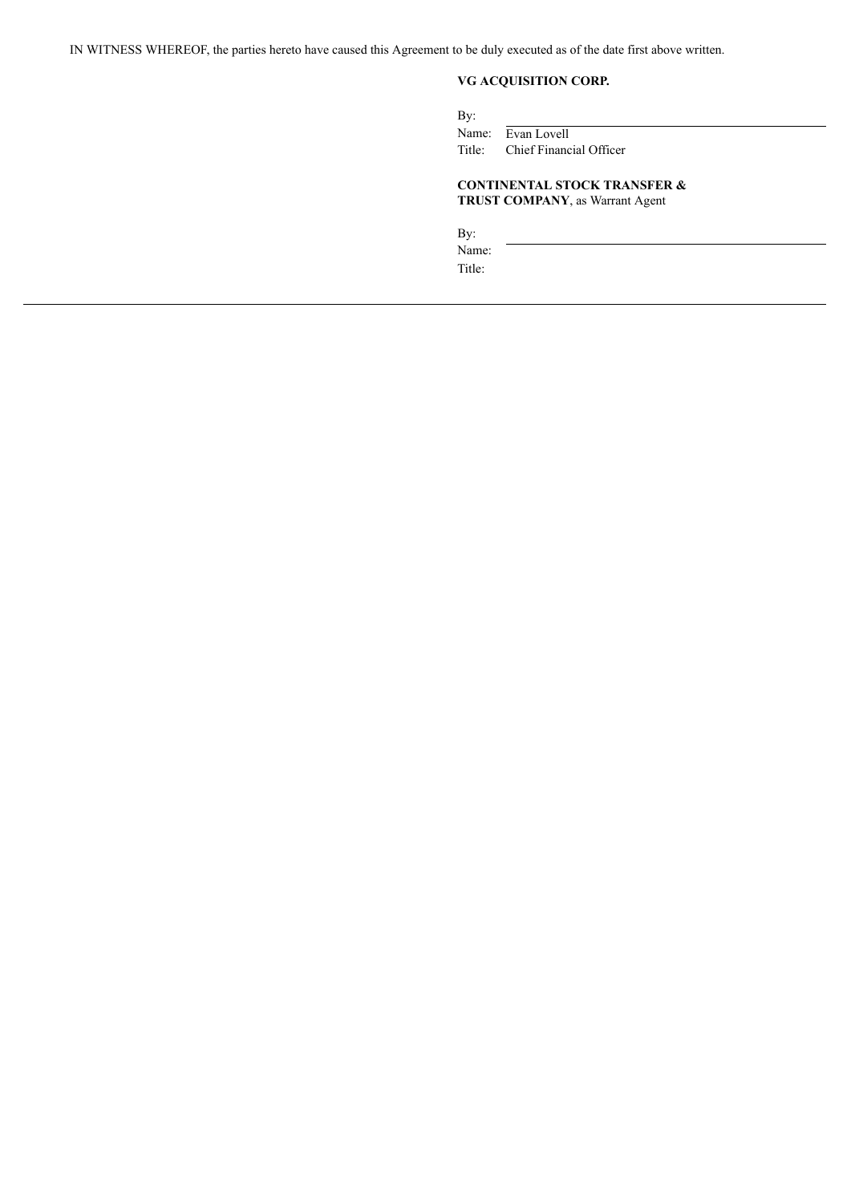IN WITNESS WHEREOF, the parties hereto have caused this Agreement to be duly executed as of the date first above written.

**VG ACQUISITION CORP.**

By: \_\_\_\_\_\_\_\_\_\_\_\_\_\_\_\_\_\_\_\_\_\_\_\_\_\_\_\_\_\_

Name: Evan Lovell

Title: Chief Financial Officer

**CONTINENTAL STOCK TRANSFER & TRUST COMPANY**, as Warrant Agent

By: \_\_\_\_\_\_\_\_\_\_\_\_\_\_\_\_\_\_\_\_\_\_\_\_\_\_\_\_\_\_

Name:

Title: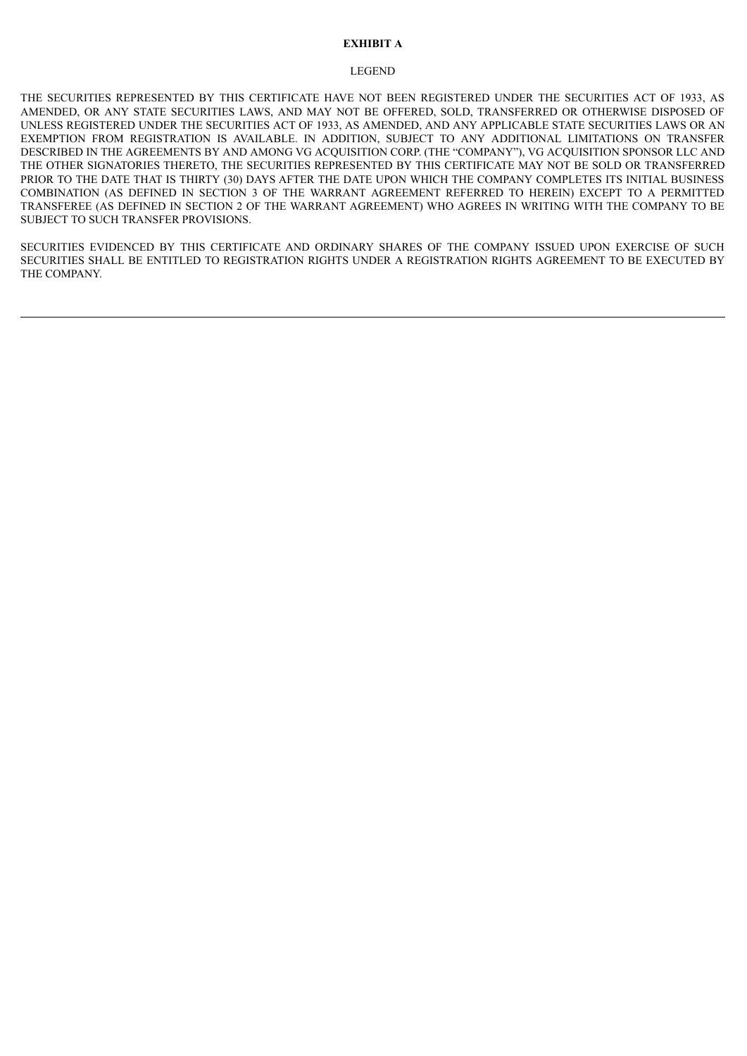**EXHIBIT A**

LEGEND

THE SECURITIES REPRESENTED BY THIS CERTIFICATE HAVE NOT BEEN REGISTERED UNDER THE SECURITIES ACT OF 1933, AS AMENDED, OR ANY STATE SECURITIES LAWS, AND MAY NOT BE OFFERED, SOLD, TRANSFERRED OR OTHERWISE DISPOSED OF UNLESS REGISTERED UNDER THE SECURITIES ACT OF 1933, AS AMENDED, AND ANY APPLICABLE STATE SECURITIES LAWS OR AN EXEMPTION FROM REGISTRATION IS AVAILABLE. IN ADDITION, SUBJECT TO ANY ADDITIONAL LIMITATIONS ON TRANSFER DESCRIBED IN THE AGREEMENTS BY AND AMONG VG ACQUISITION CORP. (THE "COMPANY"), VG ACQUISITION SPONSOR LLC AND THE OTHER SIGNATORIES THERETO, THE SECURITIES REPRESENTED BY THIS CERTIFICATE MAY NOT BE SOLD OR TRANSFERRED PRIOR TO THE DATE THAT IS THIRTY (30) DAYS AFTER THE DATE UPON WHICH THE COMPANY COMPLETES ITS INITIAL BUSINESS COMBINATION (AS DEFINED IN SECTION 3 OF THE WARRANT AGREEMENT REFERRED TO HEREIN) EXCEPT TO A PERMITTED TRANSFEREE (AS DEFINED IN SECTION 2 OF THE WARRANT AGREEMENT) WHO AGREES IN WRITING WITH THE COMPANY TO BE SUBJECT TO SUCH TRANSFER PROVISIONS.

SECURITIES EVIDENCED BY THIS CERTIFICATE AND ORDINARY SHARES OF THE COMPANY ISSUED UPON EXERCISE OF SUCH SECURITIES SHALL BE ENTITLED TO REGISTRATION RIGHTS UNDER A REGISTRATION RIGHTS AGREEMENT TO BE EXECUTED BY THE COMPANY.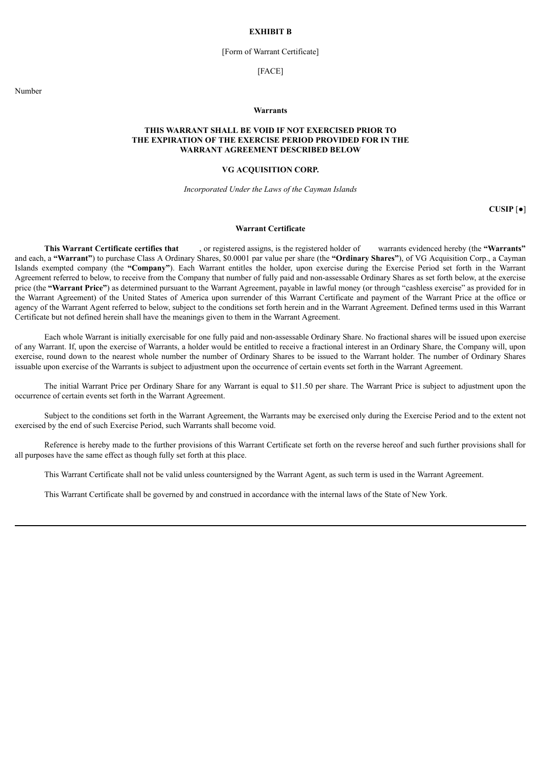**EXHIBIT B**

[Form of Warrant Certificate]

[FACE]

Number

**Warrants**

**THIS WARRANT SHALL BE VOID IF NOT EXERCISED PRIOR TO THE EXPIRATION OF THE EXERCISE PERIOD PROVIDED FOR IN THE WARRANT AGREEMENT DESCRIBED BELOW**

**VG ACQUISITION CORP.**

*Incorporated Under the Laws of the Cayman Islands*

**CUSIP** [●]

**Warrant Certificate**

**This Warrant Certificate certifies that** , or registered assigns, is the registered holder of warrants evidenced hereby (the **"Warrants"** and each, a **"Warrant"**) to purchase Class A Ordinary Shares, $0.0001 par value per share (the **"Ordinary Shares"**), of VG Acquisition Corp., a Cayman Islands exempted company (the **"Company"**). Each Warrant entitles the holder, upon exercise during the Exercise Period set forth in the Warrant Agreement referred to below, to receive from the Company that number of fully paid and non-assessable Ordinary Shares as set forth below, at the exercise price (the **"Warrant Price"**) as determined pursuant to the Warrant Agreement, payable in lawful money (or through "cashless exercise" as provided for in the Warrant Agreement) of the United States of America upon surrender of this Warrant Certificate and payment of the Warrant Price at the office or agency of the Warrant Agent referred to below, subject to the conditions set forth herein and in the Warrant Agreement. Defined terms used in this Warrant Certificate but not defined herein shall have the meanings given to them in the Warrant Agreement.

Each whole Warrant is initially exercisable for one fully paid and non-assessable Ordinary Share. No fractional shares will be issued upon exercise of any Warrant. If, upon the exercise of Warrants, a holder would be entitled to receive a fractional interest in an Ordinary Share, the Company will, upon exercise, round down to the nearest whole number the number of Ordinary Shares to be issued to the Warrant holder. The number of Ordinary Shares issuable upon exercise of the Warrants is subject to adjustment upon the occurrence of certain events set forth in the Warrant Agreement.

The initial Warrant Price per Ordinary Share for any Warrant is equal to $11.50 per share. The Warrant Price is subject to adjustment upon the occurrence of certain events set forth in the Warrant Agreement.

Subject to the conditions set forth in the Warrant Agreement, the Warrants may be exercised only during the Exercise Period and to the extent not exercised by the end of such Exercise Period, such Warrants shall become void.

Reference is hereby made to the further provisions of this Warrant Certificate set forth on the reverse hereof and such further provisions shall for all purposes have the same effect as though fully set forth at this place.

This Warrant Certificate shall not be valid unless countersigned by the Warrant Agent, as such term is used in the Warrant Agreement.

This Warrant Certificate shall be governed by and construed in accordance with the internal laws of the State of New York.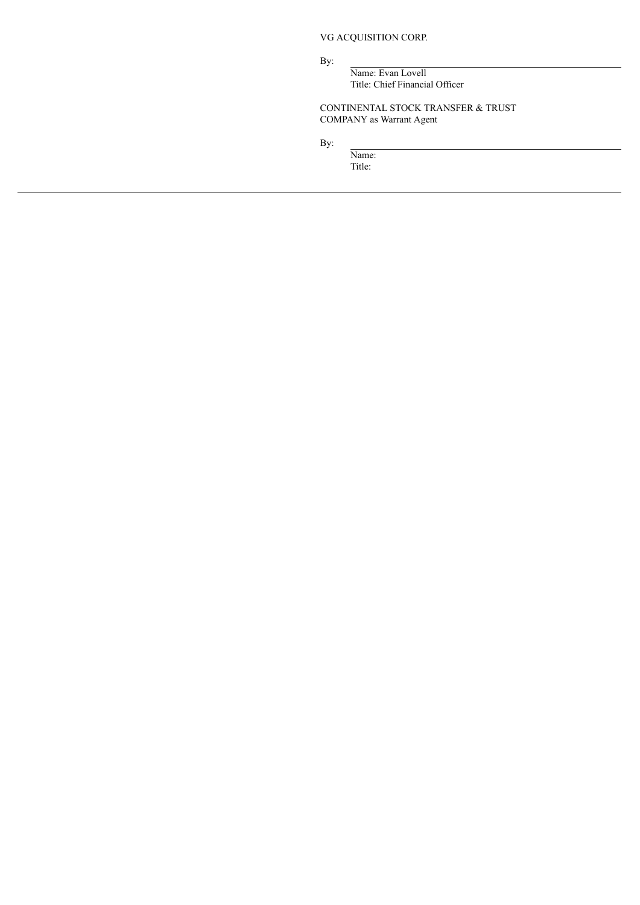VG ACQUISITION CORP.

By: \_\_\_\_\_\_\_\_\_\_\_\_\_\_\_\_\_\_\_\_\_\_\_\_\_\_\_\_\_\_

Name: Evan Lovell

Title: Chief Financial Officer

CONTINENTAL STOCK TRANSFER & TRUST COMPANY as Warrant Agent

By: \_\_\_\_\_\_\_\_\_\_\_\_\_\_\_\_\_\_\_\_\_\_\_\_\_\_\_\_\_\_

Name:

Title: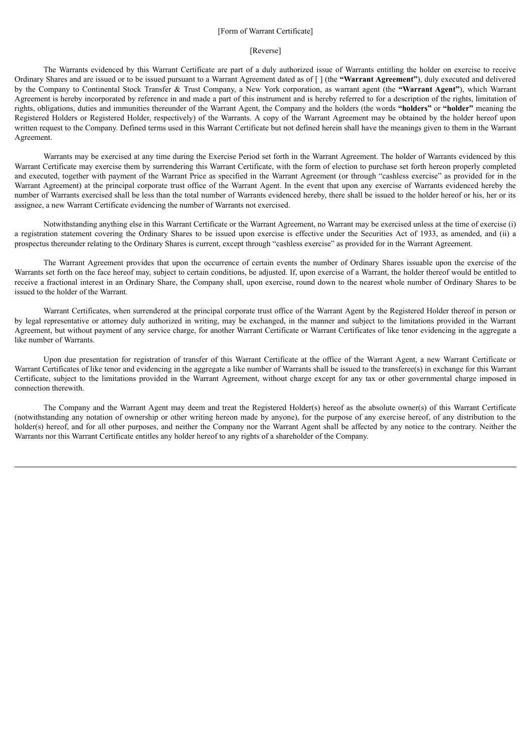[Form of Warrant Certificate]

[Reverse]

The Warrants evidenced by this Warrant Certificate are part of a duly authorized issue of Warrants entitling the holder on exercise to receive Ordinary Shares and are issued or to be issued pursuant to a Warrant Agreement dated as of [ ] (the **"Warrant Agreement"**), duly executed and delivered by the Company to Continental Stock Transfer & Trust Company, a New York corporation, as warrant agent (the **"Warrant Agent"**), which Warrant Agreement is hereby incorporated by reference in and made a part of this instrument and is hereby referred to for a description of the rights, limitation of rights, obligations, duties and immunities thereunder of the Warrant Agent, the Company and the holders (the words **"holders"** or **"holder"** meaning the Registered Holders or Registered Holder, respectively) of the Warrants. A copy of the Warrant Agreement may be obtained by the holder hereof upon written request to the Company. Defined terms used in this Warrant Certificate but not defined herein shall have the meanings given to them in the Warrant Agreement.

Warrants may be exercised at any time during the Exercise Period set forth in the Warrant Agreement. The holder of Warrants evidenced by this Warrant Certificate may exercise them by surrendering this Warrant Certificate, with the form of election to purchase set forth hereon properly completed and executed, together with payment of the Warrant Price as specified in the Warrant Agreement (or through "cashless exercise" as provided for in the Warrant Agreement) at the principal corporate trust office of the Warrant Agent. In the event that upon any exercise of Warrants evidenced hereby the number of Warrants exercised shall be less than the total number of Warrants evidenced hereby, there shall be issued to the holder hereof or his, her or its assignee, a new Warrant Certificate evidencing the number of Warrants not exercised.

Notwithstanding anything else in this Warrant Certificate or the Warrant Agreement, no Warrant may be exercised unless at the time of exercise (i) a registration statement covering the Ordinary Shares to be issued upon exercise is effective under the Securities Act of 1933, as amended, and (ii) a prospectus thereunder relating to the Ordinary Shares is current, except through "cashless exercise" as provided for in the Warrant Agreement.

The Warrant Agreement provides that upon the occurrence of certain events the number of Ordinary Shares issuable upon the exercise of the Warrants set forth on the face hereof may, subject to certain conditions, be adjusted. If, upon exercise of a Warrant, the holder thereof would be entitled to receive a fractional interest in an Ordinary Share, the Company shall, upon exercise, round down to the nearest whole number of Ordinary Shares to be issued to the holder of the Warrant.

Warrant Certificates, when surrendered at the principal corporate trust office of the Warrant Agent by the Registered Holder thereof in person or by legal representative or attorney duly authorized in writing, may be exchanged, in the manner and subject to the limitations provided in the Warrant Agreement, but without payment of any service charge, for another Warrant Certificate or Warrant Certificates of like tenor evidencing in the aggregate a like number of Warrants.

Upon due presentation for registration of transfer of this Warrant Certificate at the office of the Warrant Agent, a new Warrant Certificate or Warrant Certificates of like tenor and evidencing in the aggregate a like number of Warrants shall be issued to the transferee(s) in exchange for this Warrant Certificate, subject to the limitations provided in the Warrant Agreement, without charge except for any tax or other governmental charge imposed in connection therewith.

The Company and the Warrant Agent may deem and treat the Registered Holder(s) hereof as the absolute owner(s) of this Warrant Certificate (notwithstanding any notation of ownership or other writing hereon made by anyone), for the purpose of any exercise hereof, of any distribution to the holder(s) hereof, and for all other purposes, and neither the Company nor the Warrant Agent shall be affected by any notice to the contrary. Neither the Warrants nor this Warrant Certificate entitles any holder hereof to any rights of a shareholder of the Company.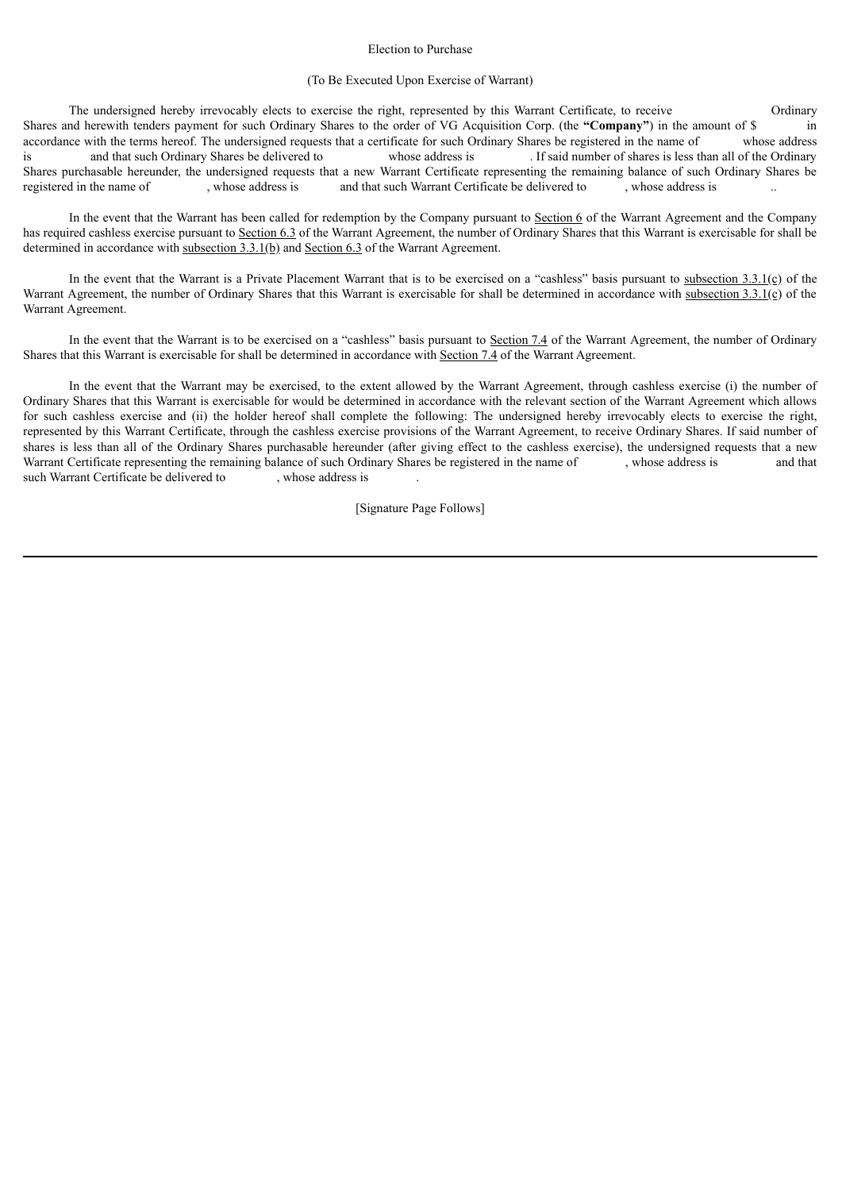Election to Purchase

(To Be Executed Upon Exercise of Warrant)

The undersigned hereby irrevocably elects to exercise the right, represented by this Warrant Certificate, to receive Ordinary Shares and herewith tenders payment for such Ordinary Shares to the order of VG Acquisition Corp. (the **"Company"**) in the amount of $ in accordance with the terms hereof. The undersigned requests that a certificate for such Ordinary Shares be registered in the name of whose address is and that such Ordinary Shares be delivered to whose address is . If said number of shares is less than all of the Ordinary Shares purchasable hereunder, the undersigned requests that a new Warrant Certificate representing the remaining balance of such Ordinary Shares be registered in the name of , whose address is and that such Warrant Certificate be delivered to , whose address is ..

In the event that the Warrant has been called for redemption by the Company pursuant to Section 6 of the Warrant Agreement and the Company has required cashless exercise pursuant to Section 6.3 of the Warrant Agreement, the number of Ordinary Shares that this Warrant is exercisable for shall be determined in accordance with subsection 3.3.1(b) and Section 6.3 of the Warrant Agreement.

In the event that the Warrant is a Private Placement Warrant that is to be exercised on a "cashless" basis pursuant to subsection 3.3.1(c) of the Warrant Agreement, the number of Ordinary Shares that this Warrant is exercisable for shall be determined in accordance with subsection 3.3.1(c) of the Warrant Agreement.

In the event that the Warrant is to be exercised on a "cashless" basis pursuant to Section 7.4 of the Warrant Agreement, the number of Ordinary Shares that this Warrant is exercisable for shall be determined in accordance with Section 7.4 of the Warrant Agreement.

In the event that the Warrant may be exercised, to the extent allowed by the Warrant Agreement, through cashless exercise (i) the number of Ordinary Shares that this Warrant is exercisable for would be determined in accordance with the relevant section of the Warrant Agreement which allows for such cashless exercise and (ii) the holder hereof shall complete the following: The undersigned hereby irrevocably elects to exercise the right, represented by this Warrant Certificate, through the cashless exercise provisions of the Warrant Agreement, to receive Ordinary Shares. If said number of shares is less than all of the Ordinary Shares purchasable hereunder (after giving effect to the cashless exercise), the undersigned requests that a new Warrant Certificate representing the remaining balance of such Ordinary Shares be registered in the name of , whose address is and that such Warrant Certificate be delivered to , whose address is .

[Signature Page Follows]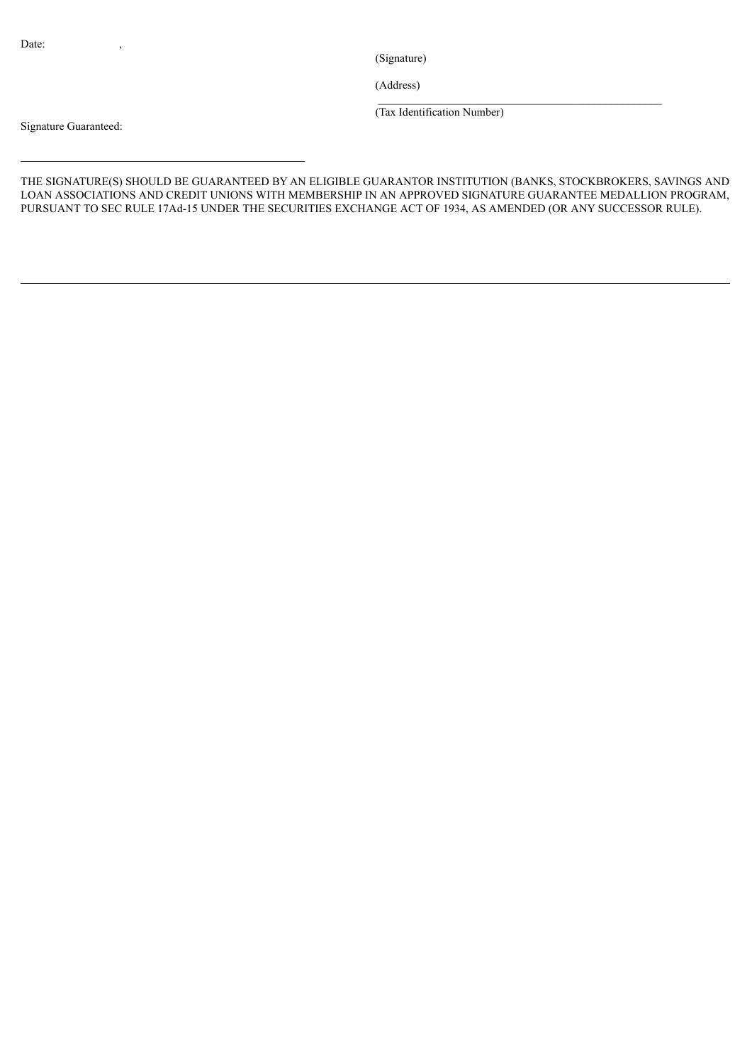Date: ,

(Signature)

(Address)

(Tax Identification Number)

Signature Guaranteed:

THE SIGNATURE(S) SHOULD BE GUARANTEED BY AN ELIGIBLE GUARANTOR INSTITUTION (BANKS, STOCKBROKERS, SAVINGS AND LOAN ASSOCIATIONS AND CREDIT UNIONS WITH MEMBERSHIP IN AN APPROVED SIGNATURE GUARANTEE MEDALLION PROGRAM, PURSUANT TO SEC RULE 17Ad-15 UNDER THE SECURITIES EXCHANGE ACT OF 1934, AS AMENDED (OR ANY SUCCESSOR RULE).